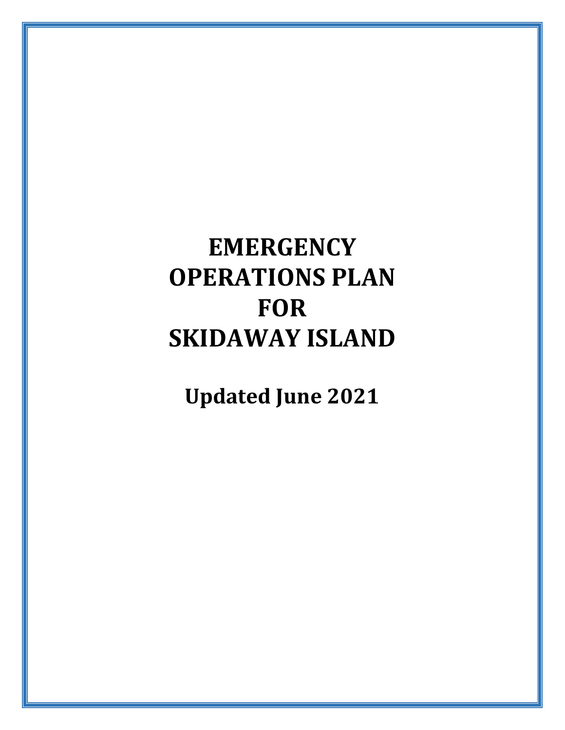# EMERGENCY OPERATIONS PLAN FOR SKIDAWAY ISLAND

## Updated June 2021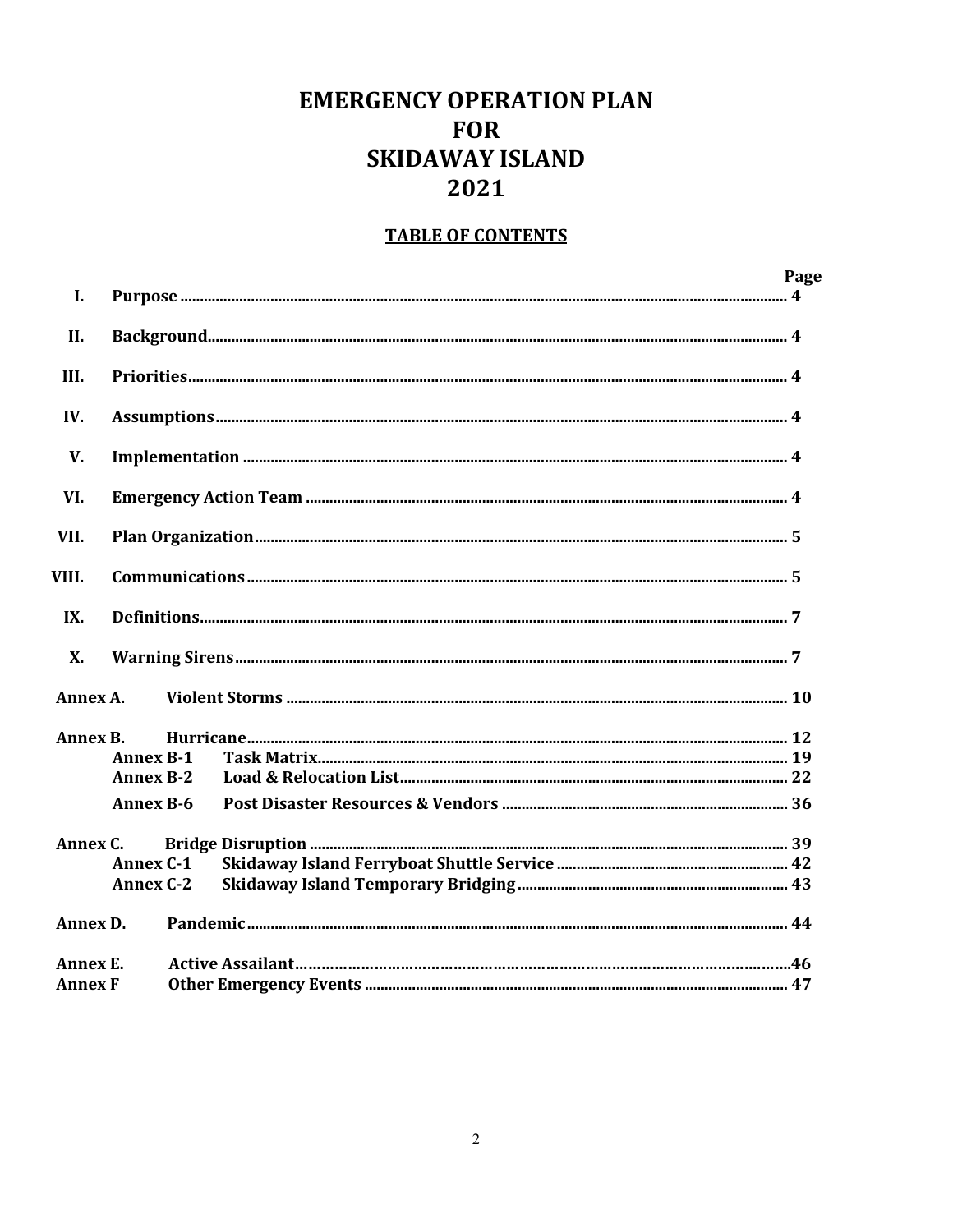# EMERGENCY OPERATION PLAN
# FOR
# SKIDAWAY ISLAND
# 2021

## TABLE OF CONTENTS

| | | | Page |
|---|---|---|---|
| I. | Purpose | | 4 |
| II. | Background | | 4 |
| III. | Priorities | | 4 |
| IV. | Assumptions | | 4 |
| V. | Implementation | | 4 |
| VI. | Emergency Action Team | | 4 |
| VII. | Plan Organization | | 5 |
| VIII. | Communications | | 5 |
| IX. | Definitions | | 7 |
| X. | Warning Sirens | | 7 |
| Annex A. | Violent Storms | | 10 |
| Annex B. | Hurricane | | 12 |
| | Annex B-1 | Task Matrix | 19 |
| | Annex B-2 | Load & Relocation List | 22 |
| | Annex B-6 | Post Disaster Resources & Vendors | 36 |
| Annex C. | Bridge Disruption | | 39 |
| | Annex C-1 | Skidaway Island Ferryboat Shuttle Service | 42 |
| | Annex C-2 | Skidaway Island Temporary Bridging | 43 |
| Annex D. | Pandemic | | 44 |
| Annex E. | Active Assailant | | 46 |
| Annex F | Other Emergency Events | | 47 |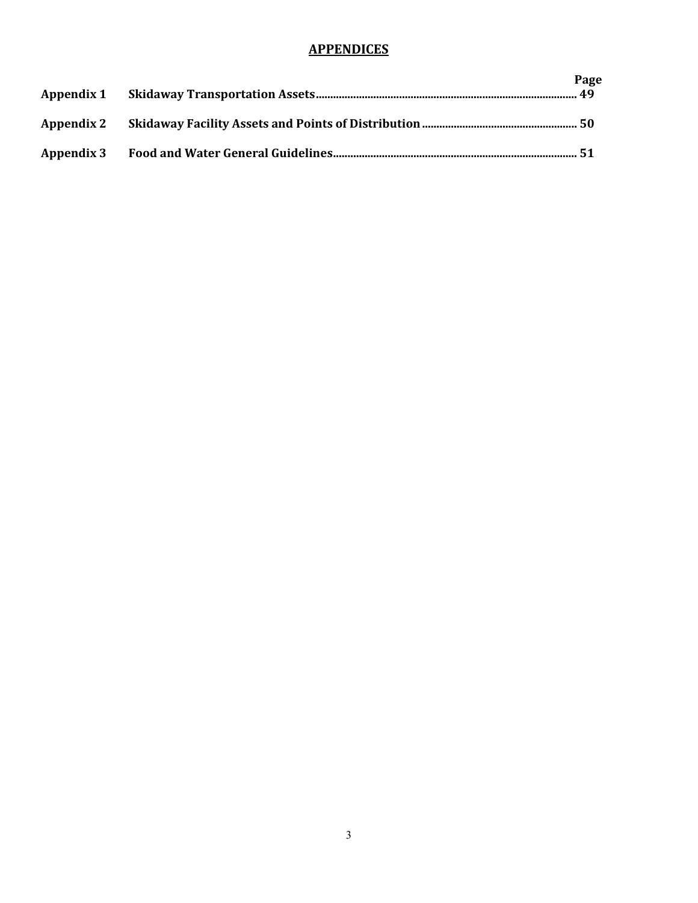## APPENDICES

| | | Page |
|---|---|---|
| **Appendix 1** | **Skidaway Transportation Assets** | **49** |
| **Appendix 2** | **Skidaway Facility Assets and Points of Distribution** | **50** |
| **Appendix 3** | **Food and Water General Guidelines** | **51** |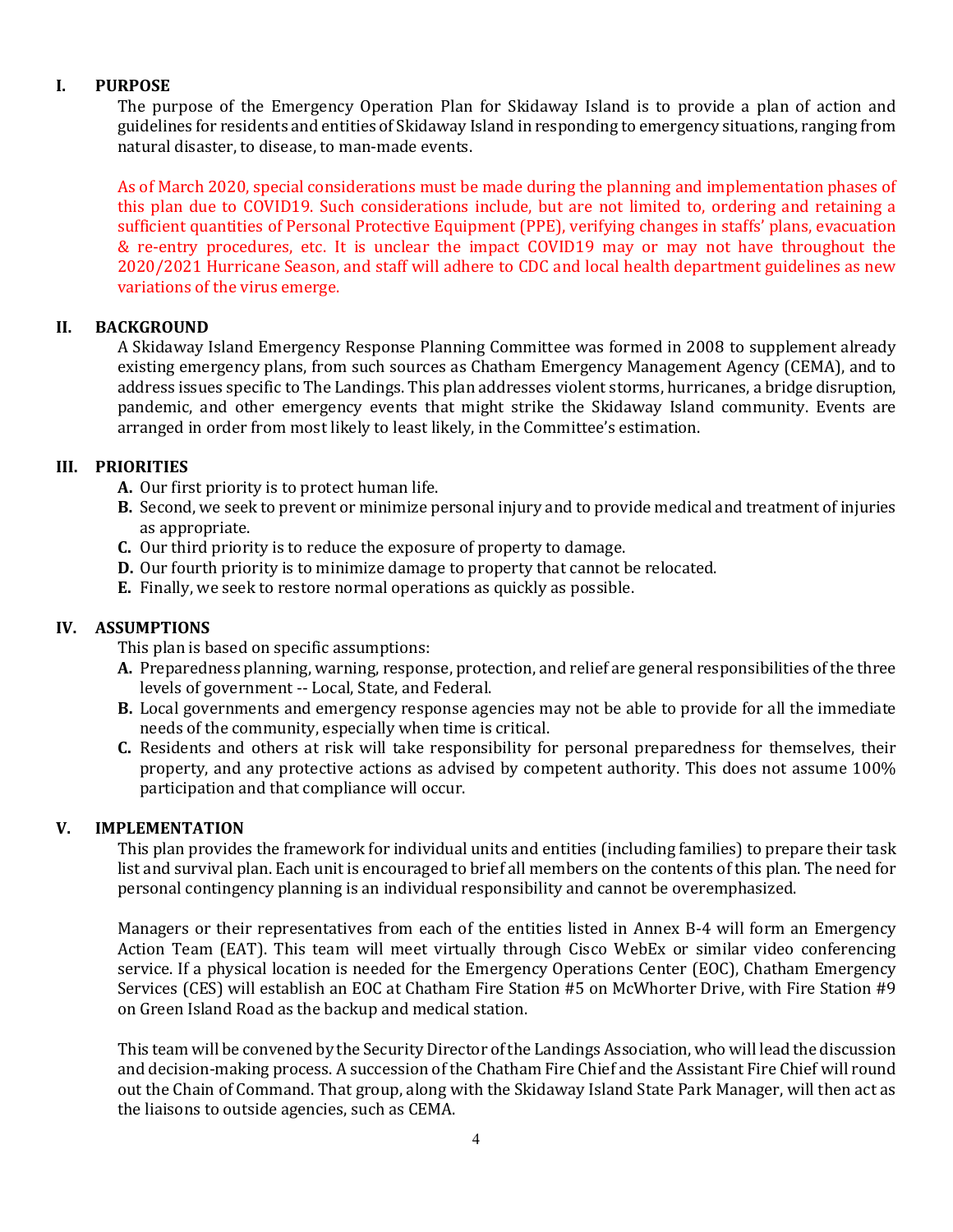## I. PURPOSE

The purpose of the Emergency Operation Plan for Skidaway Island is to provide a plan of action and guidelines for residents and entities of Skidaway Island in responding to emergency situations, ranging from natural disaster, to disease, to man-made events.

As of March 2020, special considerations must be made during the planning and implementation phases of this plan due to COVID19. Such considerations include, but are not limited to, ordering and retaining a sufficient quantities of Personal Protective Equipment (PPE), verifying changes in staffs' plans, evacuation & re-entry procedures, etc. It is unclear the impact COVID19 may or may not have throughout the 2020/2021 Hurricane Season, and staff will adhere to CDC and local health department guidelines as new variations of the virus emerge.

## II. BACKGROUND

A Skidaway Island Emergency Response Planning Committee was formed in 2008 to supplement already existing emergency plans, from such sources as Chatham Emergency Management Agency (CEMA), and to address issues specific to The Landings. This plan addresses violent storms, hurricanes, a bridge disruption, pandemic, and other emergency events that might strike the Skidaway Island community. Events are arranged in order from most likely to least likely, in the Committee's estimation.

## III. PRIORITIES

**A.** Our first priority is to protect human life.

**B.** Second, we seek to prevent or minimize personal injury and to provide medical and treatment of injuries as appropriate.

**C.** Our third priority is to reduce the exposure of property to damage.

**D.** Our fourth priority is to minimize damage to property that cannot be relocated.

**E.** Finally, we seek to restore normal operations as quickly as possible.

## IV. ASSUMPTIONS

This plan is based on specific assumptions:

**A.** Preparedness planning, warning, response, protection, and relief are general responsibilities of the three levels of government -- Local, State, and Federal.

**B.** Local governments and emergency response agencies may not be able to provide for all the immediate needs of the community, especially when time is critical.

**C.** Residents and others at risk will take responsibility for personal preparedness for themselves, their property, and any protective actions as advised by competent authority. This does not assume 100% participation and that compliance will occur.

## V. IMPLEMENTATION

This plan provides the framework for individual units and entities (including families) to prepare their task list and survival plan. Each unit is encouraged to brief all members on the contents of this plan. The need for personal contingency planning is an individual responsibility and cannot be overemphasized.

Managers or their representatives from each of the entities listed in Annex B-4 will form an Emergency Action Team (EAT). This team will meet virtually through Cisco WebEx or similar video conferencing service. If a physical location is needed for the Emergency Operations Center (EOC), Chatham Emergency Services (CES) will establish an EOC at Chatham Fire Station #5 on McWhorter Drive, with Fire Station #9 on Green Island Road as the backup and medical station.

This team will be convened by the Security Director of the Landings Association, who will lead the discussion and decision-making process. A succession of the Chatham Fire Chief and the Assistant Fire Chief will round out the Chain of Command. That group, along with the Skidaway Island State Park Manager, will then act as the liaisons to outside agencies, such as CEMA.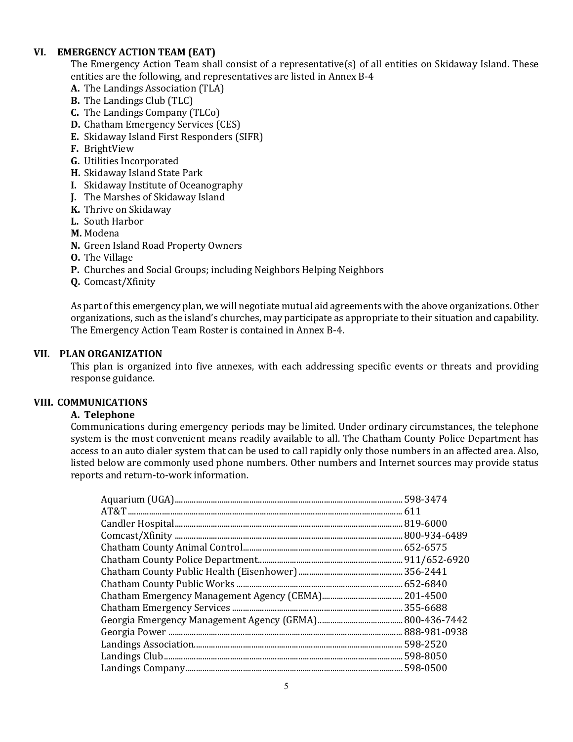## VI. EMERGENCY ACTION TEAM (EAT)

The Emergency Action Team shall consist of a representative(s) of all entities on Skidaway Island. These entities are the following, and representatives are listed in Annex B-4

**A.** The Landings Association (TLA)
**B.** The Landings Club (TLC)
**C.** The Landings Company (TLCo)
**D.** Chatham Emergency Services (CES)
**E.** Skidaway Island First Responders (SIFR)
**F.** BrightView
**G.** Utilities Incorporated
**H.** Skidaway Island State Park
**I.** Skidaway Institute of Oceanography
**J.** The Marshes of Skidaway Island
**K.** Thrive on Skidaway
**L.** South Harbor
**M.** Modena
**N.** Green Island Road Property Owners
**O.** The Village
**P.** Churches and Social Groups; including Neighbors Helping Neighbors
**Q.** Comcast/Xfinity

As part of this emergency plan, we will negotiate mutual aid agreements with the above organizations. Other organizations, such as the island's churches, may participate as appropriate to their situation and capability. The Emergency Action Team Roster is contained in Annex B-4.

## VII. PLAN ORGANIZATION

This plan is organized into five annexes, with each addressing specific events or threats and providing response guidance.

## VIII. COMMUNICATIONS

### A. Telephone

Communications during emergency periods may be limited. Under ordinary circumstances, the telephone system is the most convenient means readily available to all. The Chatham County Police Department has access to an auto dialer system that can be used to call rapidly only those numbers in an affected area. Also, listed below are commonly used phone numbers. Other numbers and Internet sources may provide status reports and return-to-work information.

| | |
|---|---|
| Aquarium (UGA) | 598-3474 |
| AT&T | 611 |
| Candler Hospital | 819-6000 |
| Comcast/Xfinity | 800-934-6489 |
| Chatham County Animal Control | 652-6575 |
| Chatham County Police Department | 911/652-6920 |
| Chatham County Public Health (Eisenhower) | 356-2441 |
| Chatham County Public Works | 652-6840 |
| Chatham Emergency Management Agency (CEMA) | 201-4500 |
| Chatham Emergency Services | 355-6688 |
| Georgia Emergency Management Agency (GEMA) | 800-436-7442 |
| Georgia Power | 888-981-0938 |
| Landings Association | 598-2520 |
| Landings Club | 598-8050 |
| Landings Company | 598-0500 |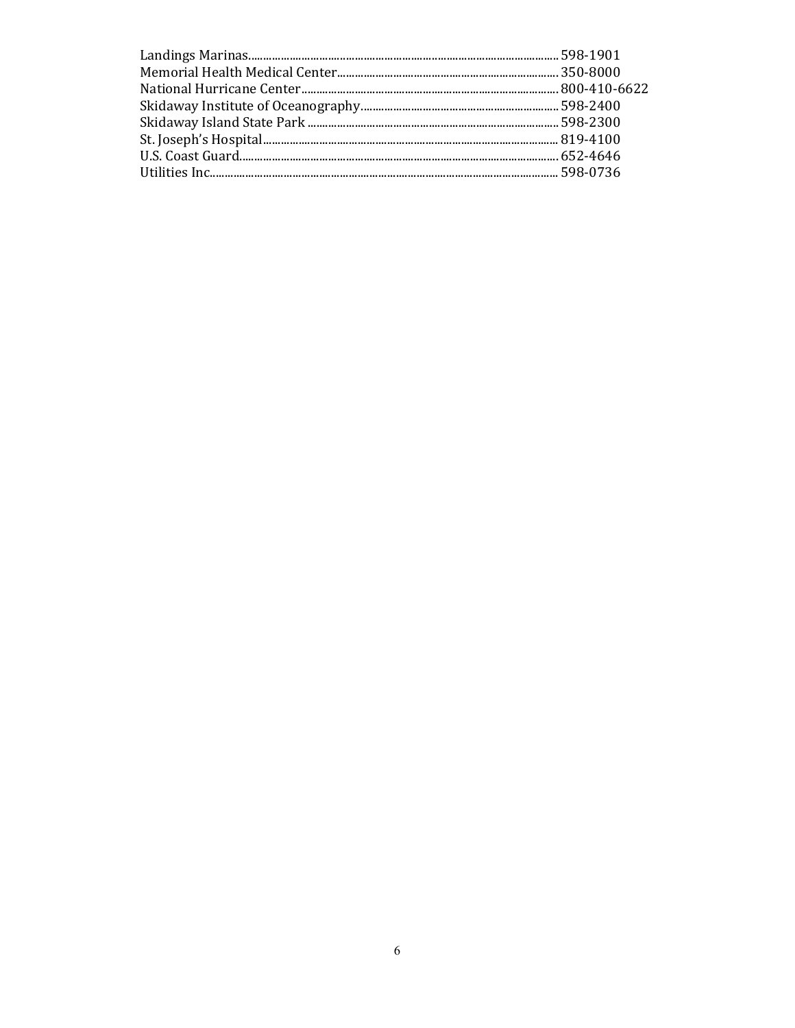Landings Marinas........................................................................................................ 598-1901
Memorial Health Medical Center.......................................................................... 350-8000
National Hurricane Center...................................................................................... 800-410-6622
Skidaway Institute of Oceanography.................................................................. 598-2400
Skidaway Island State Park .................................................................................... 598-2300
St. Joseph's Hospital................................................................................................... 819-4100
U.S. Coast Guard........................................................................................................... 652-4646
Utilities Inc...................................................................................................................... 598-0736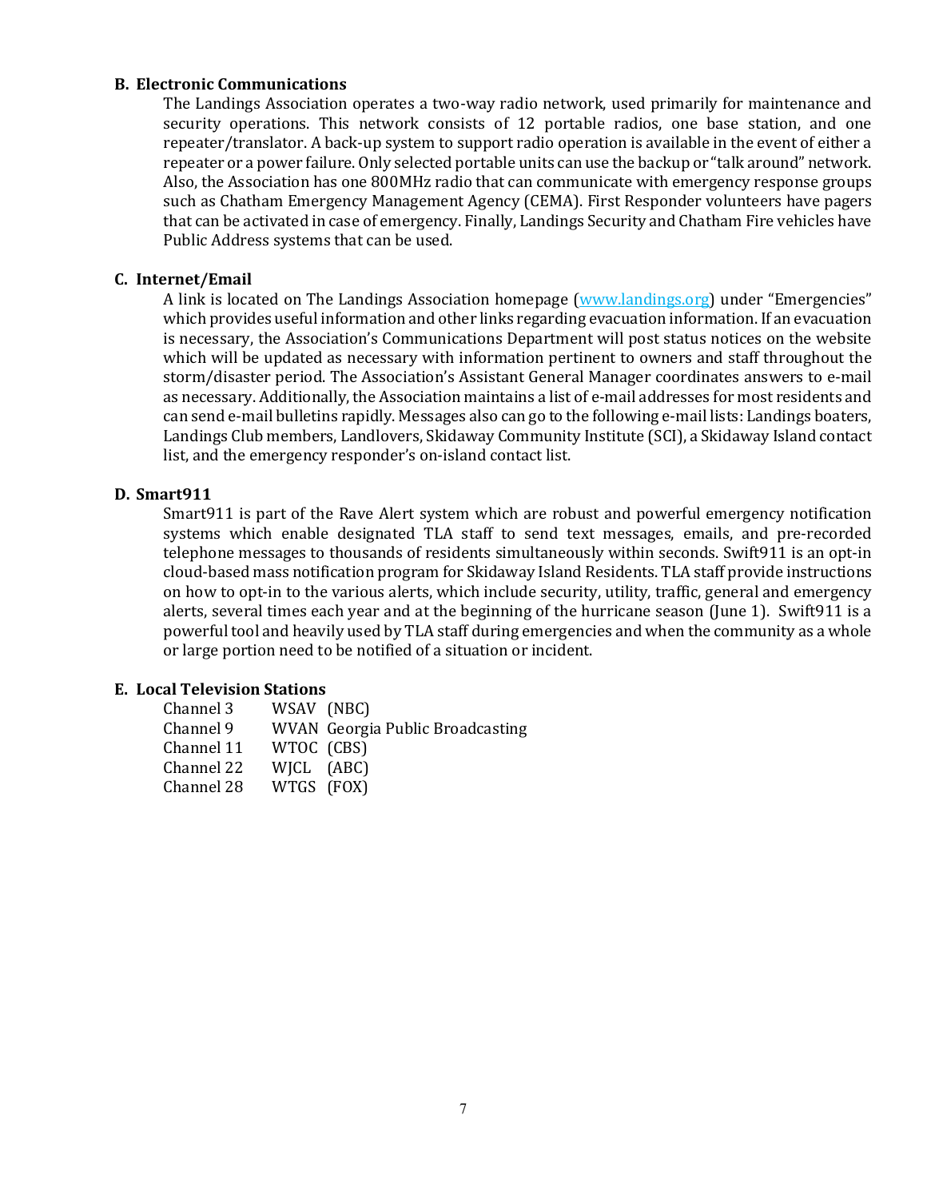### B. Electronic Communications

The Landings Association operates a two-way radio network, used primarily for maintenance and security operations. This network consists of 12 portable radios, one base station, and one repeater/translator. A back-up system to support radio operation is available in the event of either a repeater or a power failure. Only selected portable units can use the backup or "talk around" network. Also, the Association has one 800MHz radio that can communicate with emergency response groups such as Chatham Emergency Management Agency (CEMA). First Responder volunteers have pagers that can be activated in case of emergency. Finally, Landings Security and Chatham Fire vehicles have Public Address systems that can be used.

### C. Internet/Email

A link is located on The Landings Association homepage (www.landings.org) under "Emergencies" which provides useful information and other links regarding evacuation information. If an evacuation is necessary, the Association's Communications Department will post status notices on the website which will be updated as necessary with information pertinent to owners and staff throughout the storm/disaster period. The Association's Assistant General Manager coordinates answers to e-mail as necessary. Additionally, the Association maintains a list of e-mail addresses for most residents and can send e-mail bulletins rapidly. Messages also can go to the following e-mail lists: Landings boaters, Landings Club members, Landlovers, Skidaway Community Institute (SCI), a Skidaway Island contact list, and the emergency responder's on-island contact list.

### D. Smart911

Smart911 is part of the Rave Alert system which are robust and powerful emergency notification systems which enable designated TLA staff to send text messages, emails, and pre-recorded telephone messages to thousands of residents simultaneously within seconds. Swift911 is an opt-in cloud-based mass notification program for Skidaway Island Residents. TLA staff provide instructions on how to opt-in to the various alerts, which include security, utility, traffic, general and emergency alerts, several times each year and at the beginning of the hurricane season (June 1). Swift911 is a powerful tool and heavily used by TLA staff during emergencies and when the community as a whole or large portion need to be notified of a situation or incident.

### E. Local Television Stations

| | | |
|---|---|---|
| Channel 3 | WSAV | (NBC) |
| Channel 9 | WVAN | Georgia Public Broadcasting |
| Channel 11 | WTOC | (CBS) |
| Channel 22 | WJCL | (ABC) |
| Channel 28 | WTGS | (FOX) |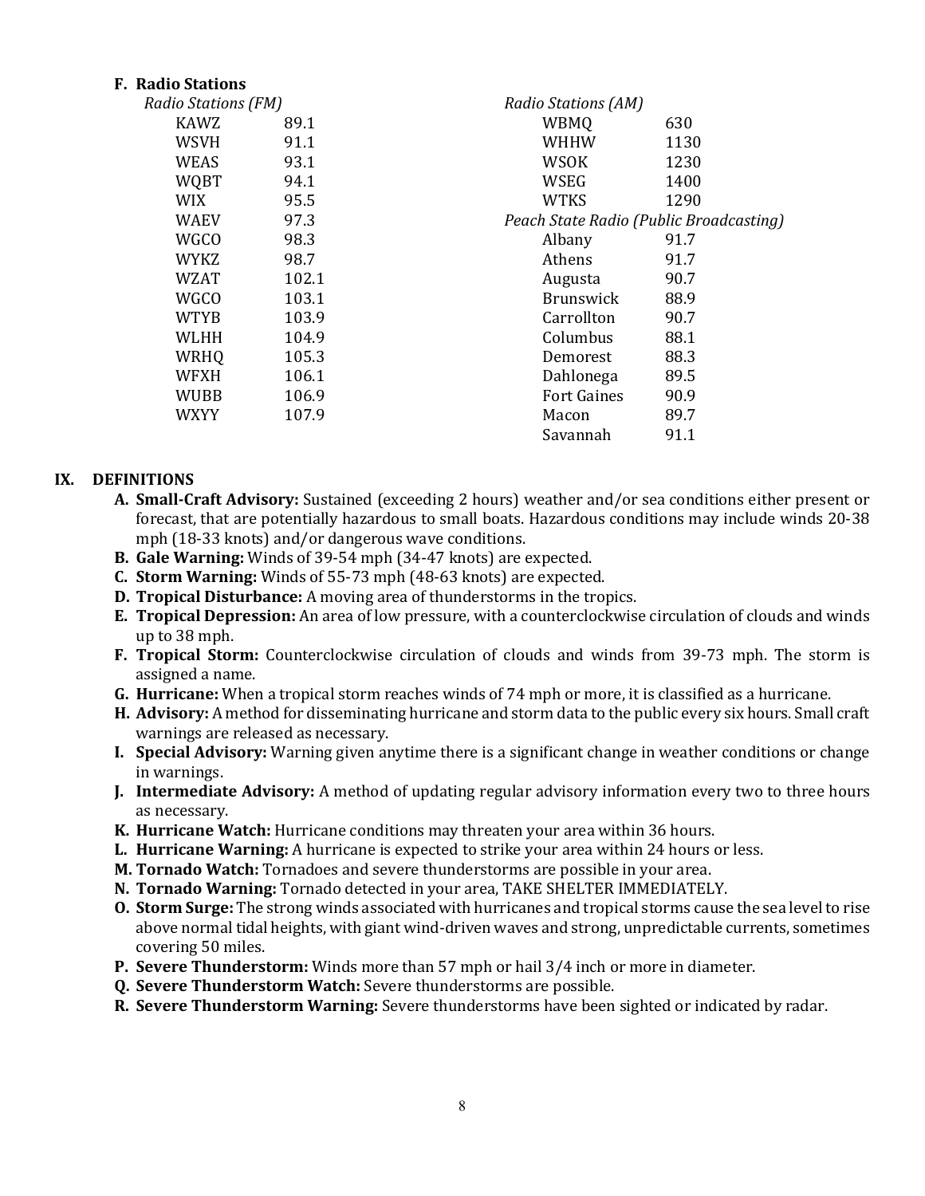### F. Radio Stations

*Radio Stations (FM)*

| Station | Frequency |
|---|---|
| KAWZ | 89.1 |
| WSVH | 91.1 |
| WEAS | 93.1 |
| WQBT | 94.1 |
| WIX | 95.5 |
| WAEV | 97.3 |
| WGCO | 98.3 |
| WYKZ | 98.7 |
| WZAT | 102.1 |
| WGCO | 103.1 |
| WTYB | 103.9 |
| WLHH | 104.9 |
| WRHQ | 105.3 |
| WFXH | 106.1 |
| WUBB | 106.9 |
| WXYY | 107.9 |

*Radio Stations (AM)*

| Station | Frequency |
|---|---|
| WBMQ | 630 |
| WHHW | 1130 |
| WSOK | 1230 |
| WSEG | 1400 |
| WTKS | 1290 |

*Peach State Radio (Public Broadcasting)*

| City | Frequency |
|---|---|
| Albany | 91.7 |
| Athens | 91.7 |
| Augusta | 90.7 |
| Brunswick | 88.9 |
| Carrollton | 90.7 |
| Columbus | 88.1 |
| Demorest | 88.3 |
| Dahlonega | 89.5 |
| Fort Gaines | 90.9 |
| Macon | 89.7 |
| Savannah | 91.1 |

## IX. DEFINITIONS

- **A. Small-Craft Advisory:** Sustained (exceeding 2 hours) weather and/or sea conditions either present or forecast, that are potentially hazardous to small boats. Hazardous conditions may include winds 20-38 mph (18-33 knots) and/or dangerous wave conditions.
- **B. Gale Warning:** Winds of 39-54 mph (34-47 knots) are expected.
- **C. Storm Warning:** Winds of 55-73 mph (48-63 knots) are expected.
- **D. Tropical Disturbance:** A moving area of thunderstorms in the tropics.
- **E. Tropical Depression:** An area of low pressure, with a counterclockwise circulation of clouds and winds up to 38 mph.
- **F. Tropical Storm:** Counterclockwise circulation of clouds and winds from 39-73 mph. The storm is assigned a name.
- **G. Hurricane:** When a tropical storm reaches winds of 74 mph or more, it is classified as a hurricane.
- **H. Advisory:** A method for disseminating hurricane and storm data to the public every six hours. Small craft warnings are released as necessary.
- **I. Special Advisory:** Warning given anytime there is a significant change in weather conditions or change in warnings.
- **J. Intermediate Advisory:** A method of updating regular advisory information every two to three hours as necessary.
- **K. Hurricane Watch:** Hurricane conditions may threaten your area within 36 hours.
- **L. Hurricane Warning:** A hurricane is expected to strike your area within 24 hours or less.
- **M. Tornado Watch:** Tornadoes and severe thunderstorms are possible in your area.
- **N. Tornado Warning:** Tornado detected in your area, TAKE SHELTER IMMEDIATELY.
- **O. Storm Surge:** The strong winds associated with hurricanes and tropical storms cause the sea level to rise above normal tidal heights, with giant wind-driven waves and strong, unpredictable currents, sometimes covering 50 miles.
- **P. Severe Thunderstorm:** Winds more than 57 mph or hail 3/4 inch or more in diameter.
- **Q. Severe Thunderstorm Watch:** Severe thunderstorms are possible.
- **R. Severe Thunderstorm Warning:** Severe thunderstorms have been sighted or indicated by radar.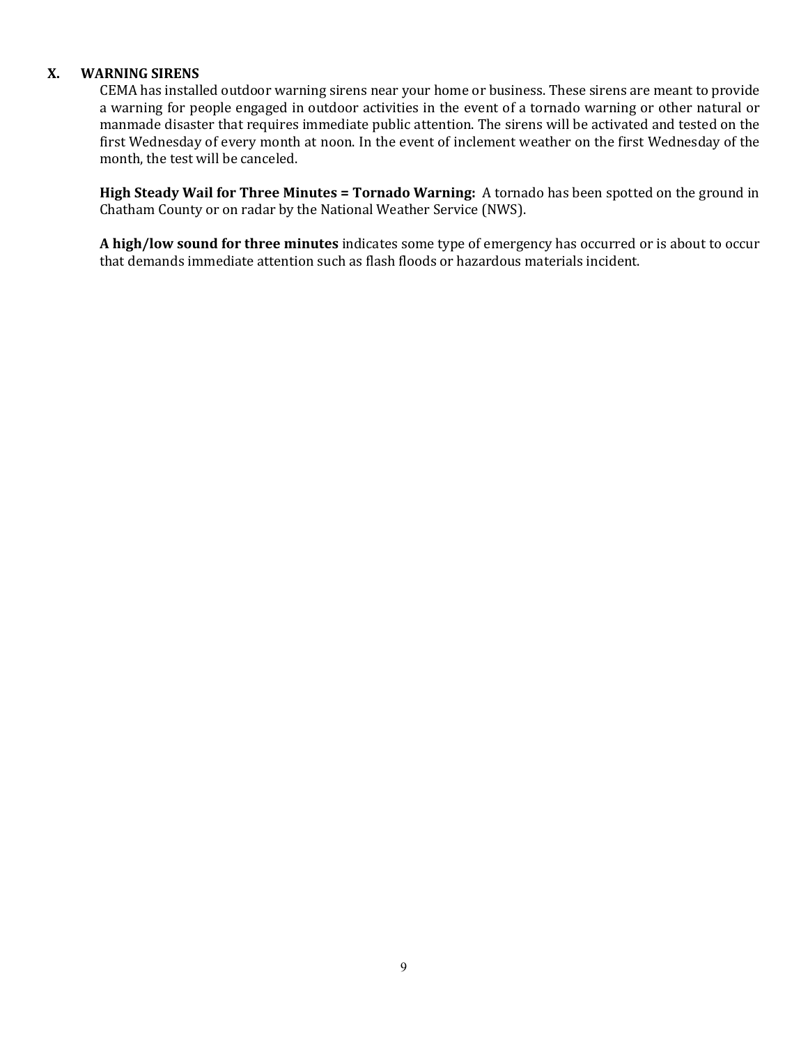## X. WARNING SIRENS

CEMA has installed outdoor warning sirens near your home or business. These sirens are meant to provide a warning for people engaged in outdoor activities in the event of a tornado warning or other natural or manmade disaster that requires immediate public attention. The sirens will be activated and tested on the first Wednesday of every month at noon. In the event of inclement weather on the first Wednesday of the month, the test will be canceled.

**High Steady Wail for Three Minutes = Tornado Warning:** A tornado has been spotted on the ground in Chatham County or on radar by the National Weather Service (NWS).

**A high/low sound for three minutes** indicates some type of emergency has occurred or is about to occur that demands immediate attention such as flash floods or hazardous materials incident.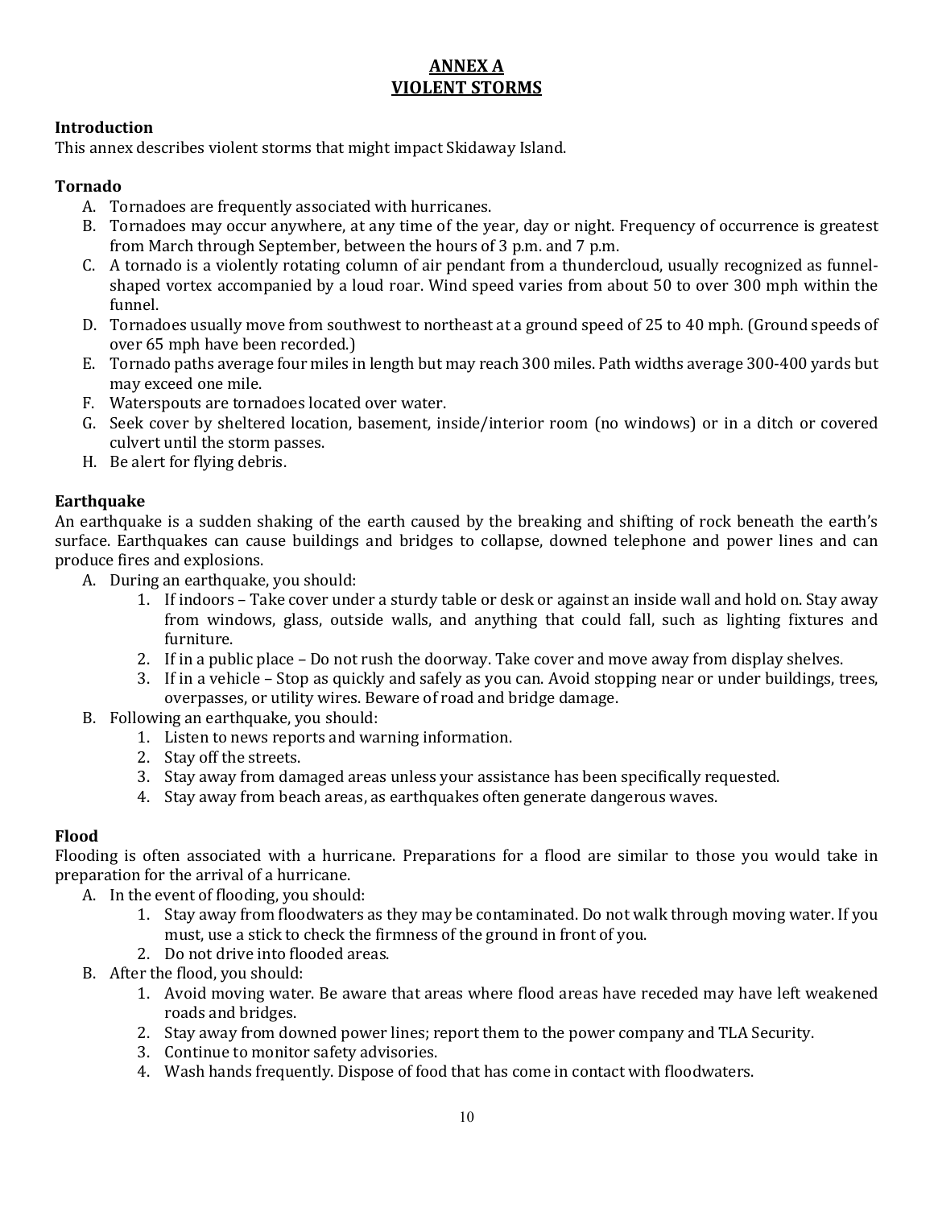# ANNEX A
# VIOLENT STORMS

## Introduction

This annex describes violent storms that might impact Skidaway Island.

## Tornado

A. Tornadoes are frequently associated with hurricanes.

B. Tornadoes may occur anywhere, at any time of the year, day or night. Frequency of occurrence is greatest from March through September, between the hours of 3 p.m. and 7 p.m.

C. A tornado is a violently rotating column of air pendant from a thundercloud, usually recognized as funnel-shaped vortex accompanied by a loud roar. Wind speed varies from about 50 to over 300 mph within the funnel.

D. Tornadoes usually move from southwest to northeast at a ground speed of 25 to 40 mph. (Ground speeds of over 65 mph have been recorded.)

E. Tornado paths average four miles in length but may reach 300 miles. Path widths average 300-400 yards but may exceed one mile.

F. Waterspouts are tornadoes located over water.

G. Seek cover by sheltered location, basement, inside/interior room (no windows) or in a ditch or covered culvert until the storm passes.

H. Be alert for flying debris.

## Earthquake

An earthquake is a sudden shaking of the earth caused by the breaking and shifting of rock beneath the earth's surface. Earthquakes can cause buildings and bridges to collapse, downed telephone and power lines and can produce fires and explosions.

A. During an earthquake, you should:
   1. If indoors – Take cover under a sturdy table or desk or against an inside wall and hold on. Stay away from windows, glass, outside walls, and anything that could fall, such as lighting fixtures and furniture.
   2. If in a public place – Do not rush the doorway. Take cover and move away from display shelves.
   3. If in a vehicle – Stop as quickly and safely as you can. Avoid stopping near or under buildings, trees, overpasses, or utility wires. Beware of road and bridge damage.

B. Following an earthquake, you should:
   1. Listen to news reports and warning information.
   2. Stay off the streets.
   3. Stay away from damaged areas unless your assistance has been specifically requested.
   4. Stay away from beach areas, as earthquakes often generate dangerous waves.

## Flood

Flooding is often associated with a hurricane. Preparations for a flood are similar to those you would take in preparation for the arrival of a hurricane.

A. In the event of flooding, you should:
   1. Stay away from floodwaters as they may be contaminated. Do not walk through moving water. If you must, use a stick to check the firmness of the ground in front of you.
   2. Do not drive into flooded areas.

B. After the flood, you should:
   1. Avoid moving water. Be aware that areas where flood areas have receded may have left weakened roads and bridges.
   2. Stay away from downed power lines; report them to the power company and TLA Security.
   3. Continue to monitor safety advisories.
   4. Wash hands frequently. Dispose of food that has come in contact with floodwaters.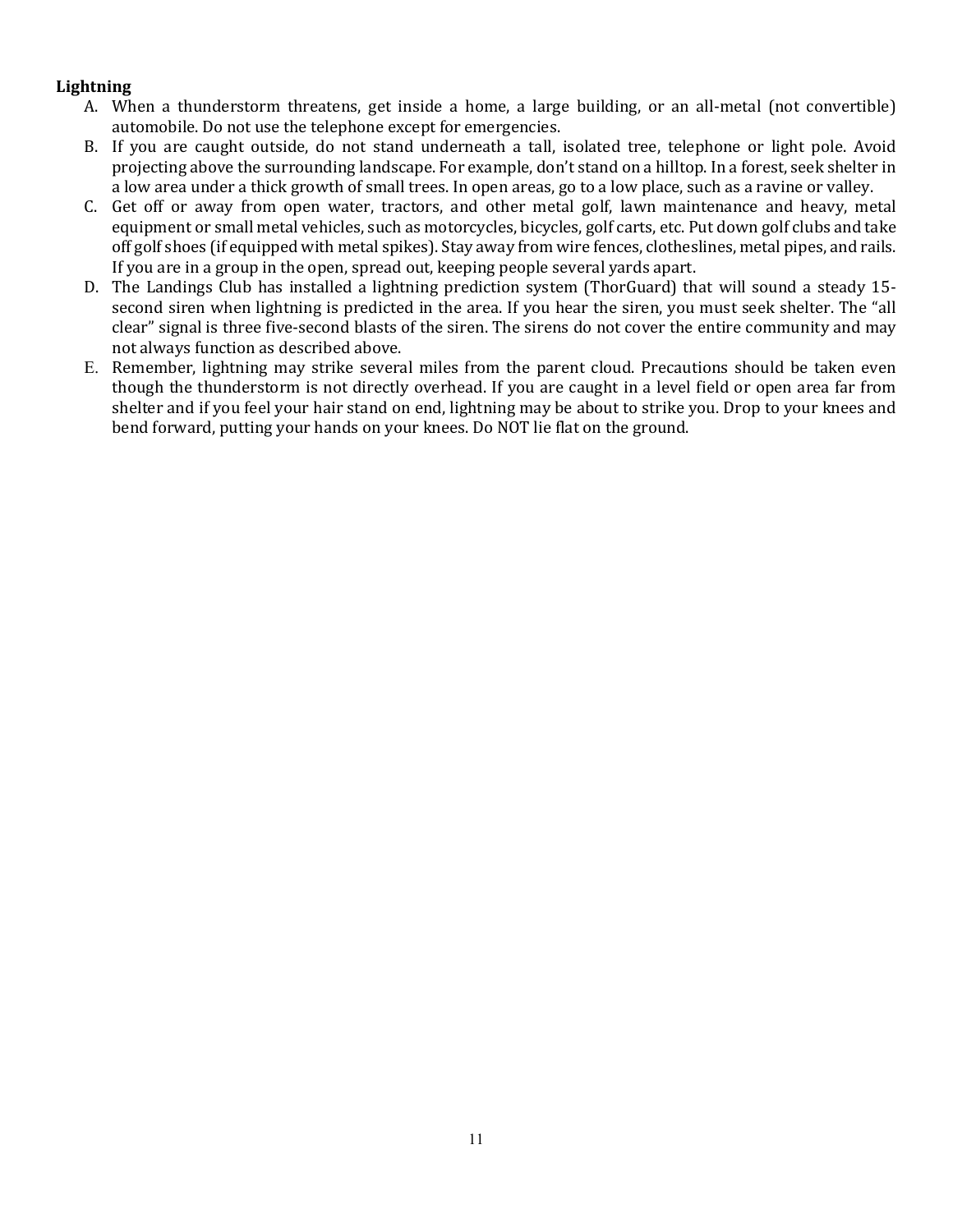**Lightning**

A. When a thunderstorm threatens, get inside a home, a large building, or an all-metal (not convertible) automobile. Do not use the telephone except for emergencies.

B. If you are caught outside, do not stand underneath a tall, isolated tree, telephone or light pole. Avoid projecting above the surrounding landscape. For example, don't stand on a hilltop. In a forest, seek shelter in a low area under a thick growth of small trees. In open areas, go to a low place, such as a ravine or valley.

C. Get off or away from open water, tractors, and other metal golf, lawn maintenance and heavy, metal equipment or small metal vehicles, such as motorcycles, bicycles, golf carts, etc. Put down golf clubs and take off golf shoes (if equipped with metal spikes). Stay away from wire fences, clotheslines, metal pipes, and rails. If you are in a group in the open, spread out, keeping people several yards apart.

D. The Landings Club has installed a lightning prediction system (ThorGuard) that will sound a steady 15-second siren when lightning is predicted in the area. If you hear the siren, you must seek shelter. The "all clear" signal is three five-second blasts of the siren. The sirens do not cover the entire community and may not always function as described above.

E. Remember, lightning may strike several miles from the parent cloud. Precautions should be taken even though the thunderstorm is not directly overhead. If you are caught in a level field or open area far from shelter and if you feel your hair stand on end, lightning may be about to strike you. Drop to your knees and bend forward, putting your hands on your knees. Do NOT lie flat on the ground.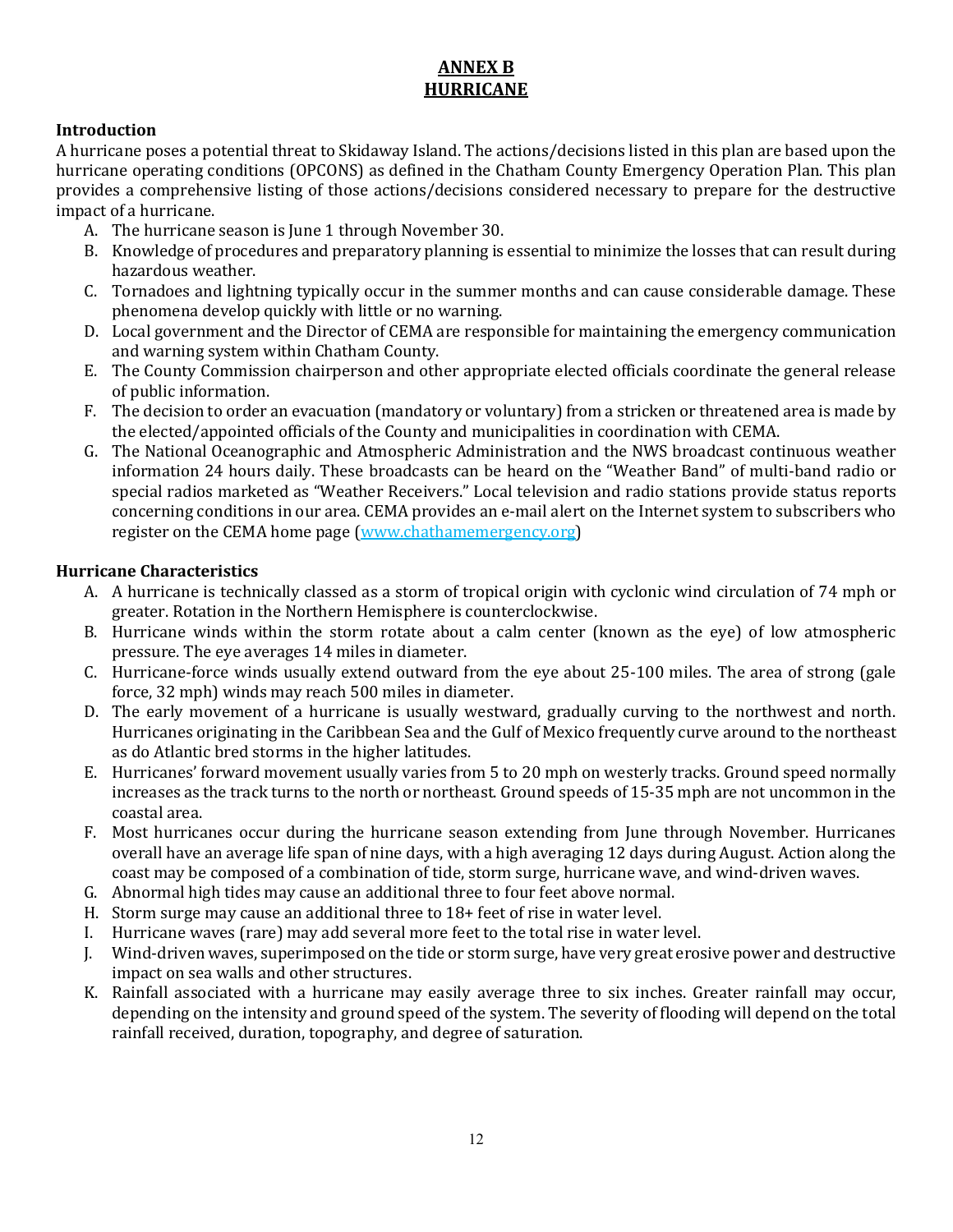# ANNEX B
# HURRICANE

## Introduction

A hurricane poses a potential threat to Skidaway Island. The actions/decisions listed in this plan are based upon the hurricane operating conditions (OPCONS) as defined in the Chatham County Emergency Operation Plan. This plan provides a comprehensive listing of those actions/decisions considered necessary to prepare for the destructive impact of a hurricane.

A. The hurricane season is June 1 through November 30.
B. Knowledge of procedures and preparatory planning is essential to minimize the losses that can result during hazardous weather.
C. Tornadoes and lightning typically occur in the summer months and can cause considerable damage. These phenomena develop quickly with little or no warning.
D. Local government and the Director of CEMA are responsible for maintaining the emergency communication and warning system within Chatham County.
E. The County Commission chairperson and other appropriate elected officials coordinate the general release of public information.
F. The decision to order an evacuation (mandatory or voluntary) from a stricken or threatened area is made by the elected/appointed officials of the County and municipalities in coordination with CEMA.
G. The National Oceanographic and Atmospheric Administration and the NWS broadcast continuous weather information 24 hours daily. These broadcasts can be heard on the "Weather Band" of multi-band radio or special radios marketed as "Weather Receivers." Local television and radio stations provide status reports concerning conditions in our area. CEMA provides an e-mail alert on the Internet system to subscribers who register on the CEMA home page (www.chathamemergency.org)

## Hurricane Characteristics

A. A hurricane is technically classed as a storm of tropical origin with cyclonic wind circulation of 74 mph or greater. Rotation in the Northern Hemisphere is counterclockwise.
B. Hurricane winds within the storm rotate about a calm center (known as the eye) of low atmospheric pressure. The eye averages 14 miles in diameter.
C. Hurricane-force winds usually extend outward from the eye about 25-100 miles. The area of strong (gale force, 32 mph) winds may reach 500 miles in diameter.
D. The early movement of a hurricane is usually westward, gradually curving to the northwest and north. Hurricanes originating in the Caribbean Sea and the Gulf of Mexico frequently curve around to the northeast as do Atlantic bred storms in the higher latitudes.
E. Hurricanes' forward movement usually varies from 5 to 20 mph on westerly tracks. Ground speed normally increases as the track turns to the north or northeast. Ground speeds of 15-35 mph are not uncommon in the coastal area.
F. Most hurricanes occur during the hurricane season extending from June through November. Hurricanes overall have an average life span of nine days, with a high averaging 12 days during August. Action along the coast may be composed of a combination of tide, storm surge, hurricane wave, and wind-driven waves.
G. Abnormal high tides may cause an additional three to four feet above normal.
H. Storm surge may cause an additional three to 18+ feet of rise in water level.
I. Hurricane waves (rare) may add several more feet to the total rise in water level.
J. Wind-driven waves, superimposed on the tide or storm surge, have very great erosive power and destructive impact on sea walls and other structures.
K. Rainfall associated with a hurricane may easily average three to six inches. Greater rainfall may occur, depending on the intensity and ground speed of the system. The severity of flooding will depend on the total rainfall received, duration, topography, and degree of saturation.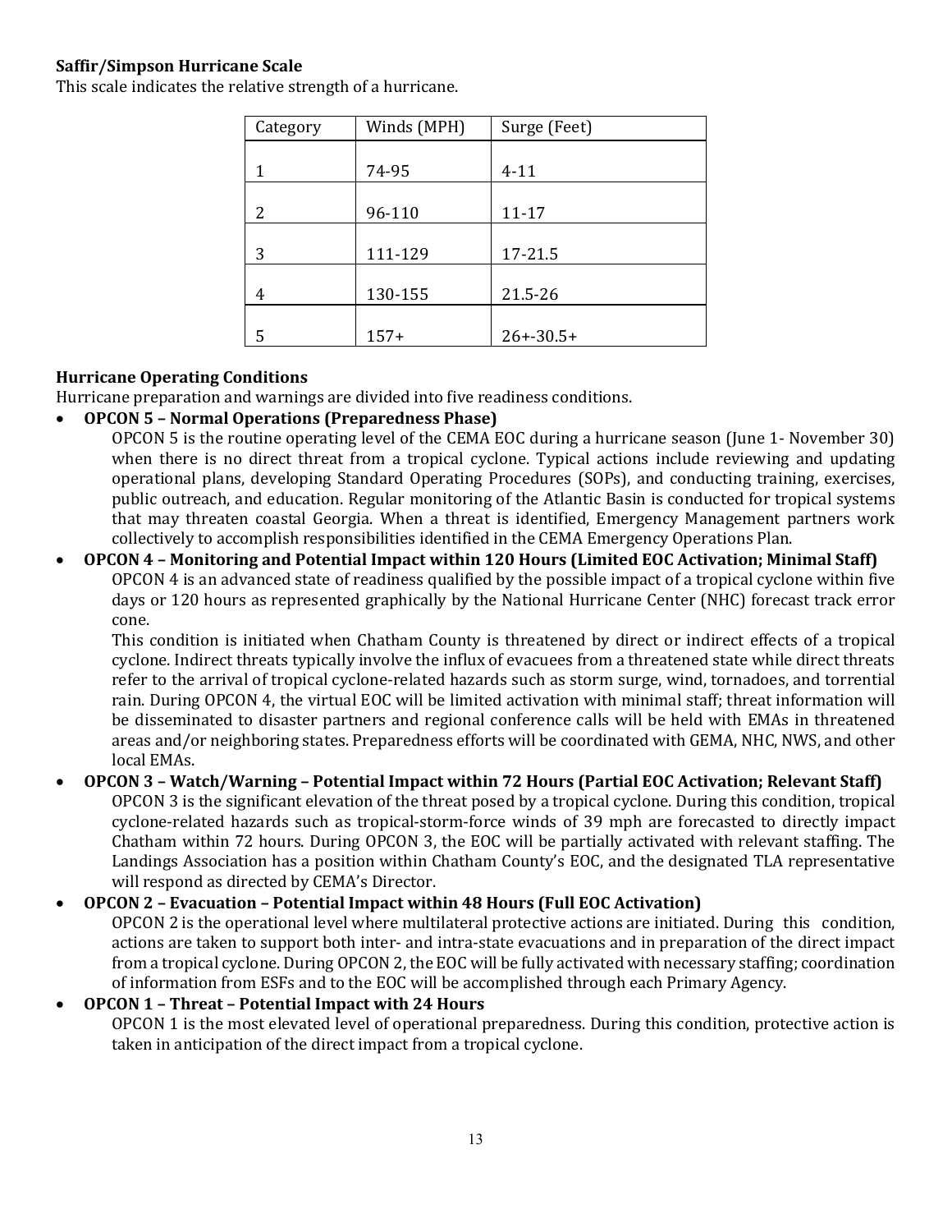**Saffir/Simpson Hurricane Scale**

This scale indicates the relative strength of a hurricane.

| Category | Winds (MPH) | Surge (Feet) |
|---|---|---|
| 1 | 74-95 | 4-11 |
| 2 | 96-110 | 11-17 |
| 3 | 111-129 | 17-21.5 |
| 4 | 130-155 | 21.5-26 |
| 5 | 157+ | 26+-30.5+ |

**Hurricane Operating Conditions**

Hurricane preparation and warnings are divided into five readiness conditions.

- **OPCON 5 – Normal Operations (Preparedness Phase)**

  OPCON 5 is the routine operating level of the CEMA EOC during a hurricane season (June 1- November 30) when there is no direct threat from a tropical cyclone. Typical actions include reviewing and updating operational plans, developing Standard Operating Procedures (SOPs), and conducting training, exercises, public outreach, and education. Regular monitoring of the Atlantic Basin is conducted for tropical systems that may threaten coastal Georgia. When a threat is identified, Emergency Management partners work collectively to accomplish responsibilities identified in the CEMA Emergency Operations Plan.

- **OPCON 4 – Monitoring and Potential Impact within 120 Hours (Limited EOC Activation; Minimal Staff)**

  OPCON 4 is an advanced state of readiness qualified by the possible impact of a tropical cyclone within five days or 120 hours as represented graphically by the National Hurricane Center (NHC) forecast track error cone.

  This condition is initiated when Chatham County is threatened by direct or indirect effects of a tropical cyclone. Indirect threats typically involve the influx of evacuees from a threatened state while direct threats refer to the arrival of tropical cyclone-related hazards such as storm surge, wind, tornadoes, and torrential rain. During OPCON 4, the virtual EOC will be limited activation with minimal staff; threat information will be disseminated to disaster partners and regional conference calls will be held with EMAs in threatened areas and/or neighboring states. Preparedness efforts will be coordinated with GEMA, NHC, NWS, and other local EMAs.

- **OPCON 3 – Watch/Warning – Potential Impact within 72 Hours (Partial EOC Activation; Relevant Staff)**

  OPCON 3 is the significant elevation of the threat posed by a tropical cyclone. During this condition, tropical cyclone-related hazards such as tropical-storm-force winds of 39 mph are forecasted to directly impact Chatham within 72 hours. During OPCON 3, the EOC will be partially activated with relevant staffing. The Landings Association has a position within Chatham County's EOC, and the designated TLA representative will respond as directed by CEMA's Director.

- **OPCON 2 – Evacuation – Potential Impact within 48 Hours (Full EOC Activation)**

  OPCON 2 is the operational level where multilateral protective actions are initiated. During this condition, actions are taken to support both inter- and intra-state evacuations and in preparation of the direct impact from a tropical cyclone. During OPCON 2, the EOC will be fully activated with necessary staffing; coordination of information from ESFs and to the EOC will be accomplished through each Primary Agency.

- **OPCON 1 – Threat – Potential Impact with 24 Hours**

  OPCON 1 is the most elevated level of operational preparedness. During this condition, protective action is taken in anticipation of the direct impact from a tropical cyclone.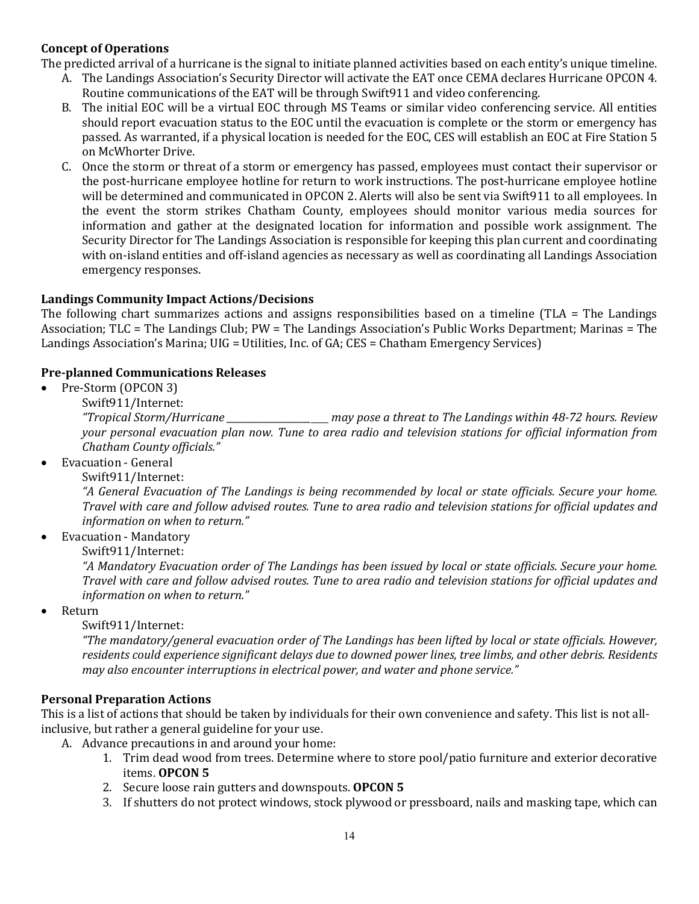**Concept of Operations**

The predicted arrival of a hurricane is the signal to initiate planned activities based on each entity's unique timeline.

A. The Landings Association's Security Director will activate the EAT once CEMA declares Hurricane OPCON 4. Routine communications of the EAT will be through Swift911 and video conferencing.
B. The initial EOC will be a virtual EOC through MS Teams or similar video conferencing service. All entities should report evacuation status to the EOC until the evacuation is complete or the storm or emergency has passed. As warranted, if a physical location is needed for the EOC, CES will establish an EOC at Fire Station 5 on McWhorter Drive.
C. Once the storm or threat of a storm or emergency has passed, employees must contact their supervisor or the post-hurricane employee hotline for return to work instructions. The post-hurricane employee hotline will be determined and communicated in OPCON 2. Alerts will also be sent via Swift911 to all employees. In the event the storm strikes Chatham County, employees should monitor various media sources for information and gather at the designated location for information and possible work assignment. The Security Director for The Landings Association is responsible for keeping this plan current and coordinating with on-island entities and off-island agencies as necessary as well as coordinating all Landings Association emergency responses.

**Landings Community Impact Actions/Decisions**

The following chart summarizes actions and assigns responsibilities based on a timeline (TLA = The Landings Association; TLC = The Landings Club; PW = The Landings Association's Public Works Department; Marinas = The Landings Association's Marina; UIG = Utilities, Inc. of GA; CES = Chatham Emergency Services)

**Pre-planned Communications Releases**

- Pre-Storm (OPCON 3)
  Swift911/Internet:
  *"Tropical Storm/Hurricane ______________________ may pose a threat to The Landings within 48-72 hours. Review your personal evacuation plan now. Tune to area radio and television stations for official information from Chatham County officials."*
- Evacuation - General
  Swift911/Internet:
  *"A General Evacuation of The Landings is being recommended by local or state officials. Secure your home. Travel with care and follow advised routes. Tune to area radio and television stations for official updates and information on when to return."*
- Evacuation - Mandatory
  Swift911/Internet:
  *"A Mandatory Evacuation order of The Landings has been issued by local or state officials. Secure your home. Travel with care and follow advised routes. Tune to area radio and television stations for official updates and information on when to return."*
- Return
  Swift911/Internet:
  *"The mandatory/general evacuation order of The Landings has been lifted by local or state officials. However, residents could experience significant delays due to downed power lines, tree limbs, and other debris. Residents may also encounter interruptions in electrical power, and water and phone service."*

**Personal Preparation Actions**

This is a list of actions that should be taken by individuals for their own convenience and safety. This list is not all-inclusive, but rather a general guideline for your use.

A. Advance precautions in and around your home:
   1. Trim dead wood from trees. Determine where to store pool/patio furniture and exterior decorative items. **OPCON 5**
   2. Secure loose rain gutters and downspouts. **OPCON 5**
   3. If shutters do not protect windows, stock plywood or pressboard, nails and masking tape, which can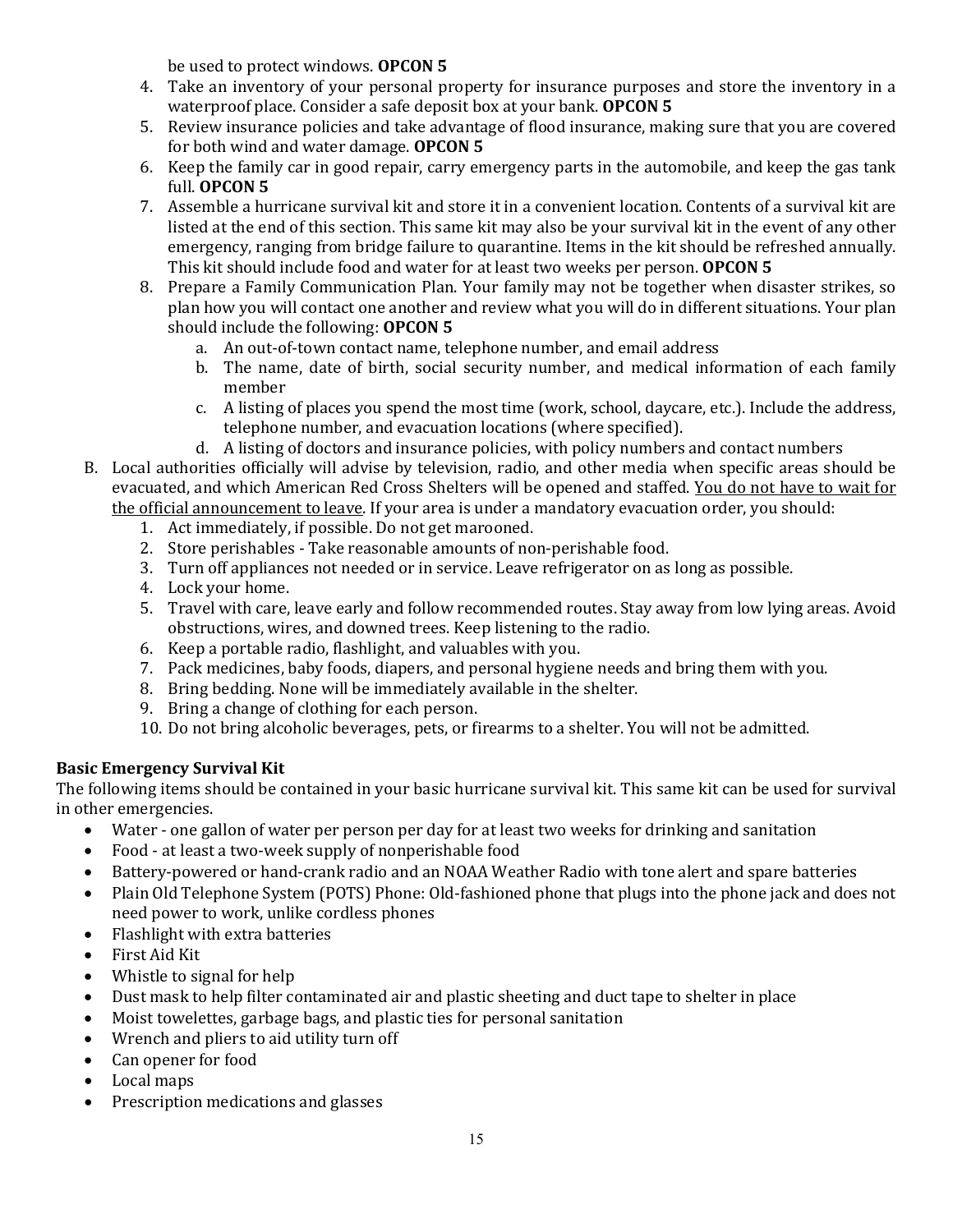be used to protect windows. **OPCON 5**

4. Take an inventory of your personal property for insurance purposes and store the inventory in a waterproof place. Consider a safe deposit box at your bank. **OPCON 5**
5. Review insurance policies and take advantage of flood insurance, making sure that you are covered for both wind and water damage. **OPCON 5**
6. Keep the family car in good repair, carry emergency parts in the automobile, and keep the gas tank full. **OPCON 5**
7. Assemble a hurricane survival kit and store it in a convenient location. Contents of a survival kit are listed at the end of this section. This same kit may also be your survival kit in the event of any other emergency, ranging from bridge failure to quarantine. Items in the kit should be refreshed annually. This kit should include food and water for at least two weeks per person. **OPCON 5**
8. Prepare a Family Communication Plan. Your family may not be together when disaster strikes, so plan how you will contact one another and review what you will do in different situations. Your plan should include the following: **OPCON 5**
   a. An out-of-town contact name, telephone number, and email address
   b. The name, date of birth, social security number, and medical information of each family member
   c. A listing of places you spend the most time (work, school, daycare, etc.). Include the address, telephone number, and evacuation locations (where specified).
   d. A listing of doctors and insurance policies, with policy numbers and contact numbers

B. Local authorities officially will advise by television, radio, and other media when specific areas should be evacuated, and which American Red Cross Shelters will be opened and staffed. <u>You do not have to wait for the official announcement to leave</u>. If your area is under a mandatory evacuation order, you should:

1. Act immediately, if possible. Do not get marooned.
2. Store perishables - Take reasonable amounts of non-perishable food.
3. Turn off appliances not needed or in service. Leave refrigerator on as long as possible.
4. Lock your home.
5. Travel with care, leave early and follow recommended routes. Stay away from low lying areas. Avoid obstructions, wires, and downed trees. Keep listening to the radio.
6. Keep a portable radio, flashlight, and valuables with you.
7. Pack medicines, baby foods, diapers, and personal hygiene needs and bring them with you.
8. Bring bedding. None will be immediately available in the shelter.
9. Bring a change of clothing for each person.
10. Do not bring alcoholic beverages, pets, or firearms to a shelter. You will not be admitted.

**Basic Emergency Survival Kit**

The following items should be contained in your basic hurricane survival kit. This same kit can be used for survival in other emergencies.

- Water - one gallon of water per person per day for at least two weeks for drinking and sanitation
- Food - at least a two-week supply of nonperishable food
- Battery-powered or hand-crank radio and an NOAA Weather Radio with tone alert and spare batteries
- Plain Old Telephone System (POTS) Phone: Old-fashioned phone that plugs into the phone jack and does not need power to work, unlike cordless phones
- Flashlight with extra batteries
- First Aid Kit
- Whistle to signal for help
- Dust mask to help filter contaminated air and plastic sheeting and duct tape to shelter in place
- Moist towelettes, garbage bags, and plastic ties for personal sanitation
- Wrench and pliers to aid utility turn off
- Can opener for food
- Local maps
- Prescription medications and glasses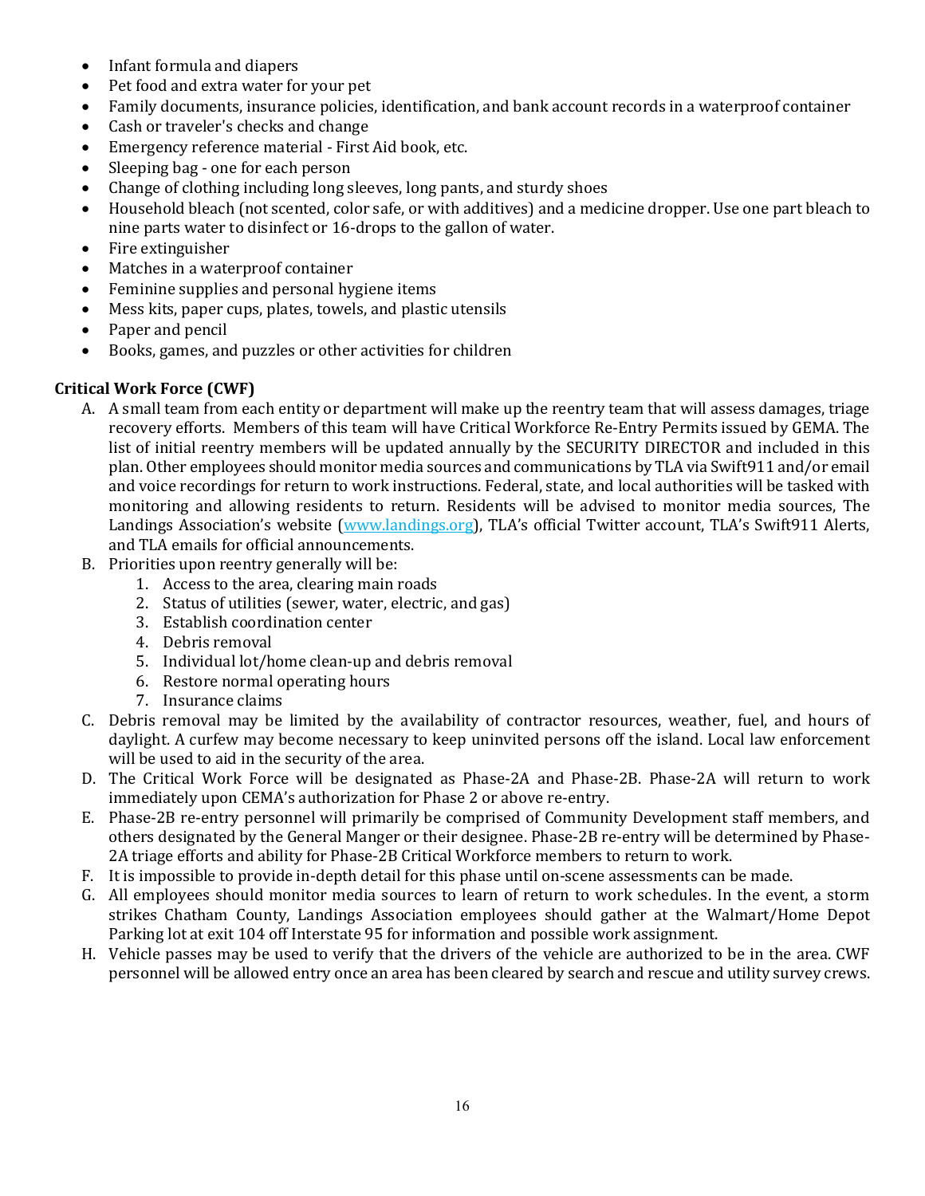- Infant formula and diapers
- Pet food and extra water for your pet
- Family documents, insurance policies, identification, and bank account records in a waterproof container
- Cash or traveler's checks and change
- Emergency reference material - First Aid book, etc.
- Sleeping bag - one for each person
- Change of clothing including long sleeves, long pants, and sturdy shoes
- Household bleach (not scented, color safe, or with additives) and a medicine dropper. Use one part bleach to nine parts water to disinfect or 16-drops to the gallon of water.
- Fire extinguisher
- Matches in a waterproof container
- Feminine supplies and personal hygiene items
- Mess kits, paper cups, plates, towels, and plastic utensils
- Paper and pencil
- Books, games, and puzzles or other activities for children

**Critical Work Force (CWF)**

A. A small team from each entity or department will make up the reentry team that will assess damages, triage recovery efforts. Members of this team will have Critical Workforce Re-Entry Permits issued by GEMA. The list of initial reentry members will be updated annually by the SECURITY DIRECTOR and included in this plan. Other employees should monitor media sources and communications by TLA via Swift911 and/or email and voice recordings for return to work instructions. Federal, state, and local authorities will be tasked with monitoring and allowing residents to return. Residents will be advised to monitor media sources, The Landings Association's website ([www.landings.org](www.landings.org)), TLA's official Twitter account, TLA's Swift911 Alerts, and TLA emails for official announcements.

B. Priorities upon reentry generally will be:
   1. Access to the area, clearing main roads
   2. Status of utilities (sewer, water, electric, and gas)
   3. Establish coordination center
   4. Debris removal
   5. Individual lot/home clean-up and debris removal
   6. Restore normal operating hours
   7. Insurance claims

C. Debris removal may be limited by the availability of contractor resources, weather, fuel, and hours of daylight. A curfew may become necessary to keep uninvited persons off the island. Local law enforcement will be used to aid in the security of the area.

D. The Critical Work Force will be designated as Phase-2A and Phase-2B. Phase-2A will return to work immediately upon CEMA's authorization for Phase 2 or above re-entry.

E. Phase-2B re-entry personnel will primarily be comprised of Community Development staff members, and others designated by the General Manger or their designee. Phase-2B re-entry will be determined by Phase-2A triage efforts and ability for Phase-2B Critical Workforce members to return to work.

F. It is impossible to provide in-depth detail for this phase until on-scene assessments can be made.

G. All employees should monitor media sources to learn of return to work schedules. In the event, a storm strikes Chatham County, Landings Association employees should gather at the Walmart/Home Depot Parking lot at exit 104 off Interstate 95 for information and possible work assignment.

H. Vehicle passes may be used to verify that the drivers of the vehicle are authorized to be in the area. CWF personnel will be allowed entry once an area has been cleared by search and rescue and utility survey crews.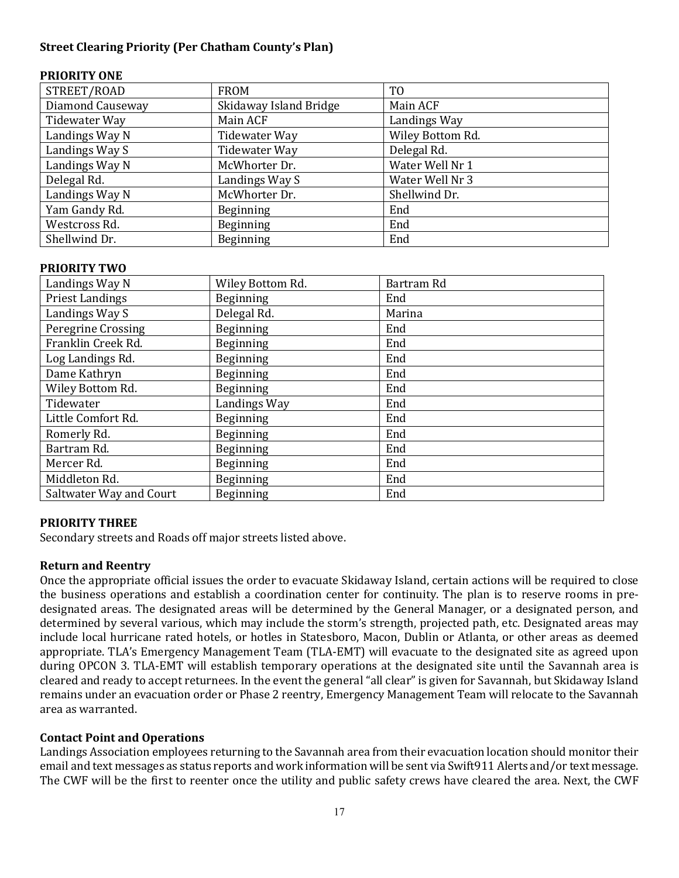**Street Clearing Priority (Per Chatham County's Plan)**

**PRIORITY ONE**

| STREET/ROAD | FROM | TO |
|---|---|---|
| Diamond Causeway | Skidaway Island Bridge | Main ACF |
| Tidewater Way | Main ACF | Landings Way |
| Landings Way N | Tidewater Way | Wiley Bottom Rd. |
| Landings Way S | Tidewater Way | Delegal Rd. |
| Landings Way N | McWhorter Dr. | Water Well Nr 1 |
| Delegal Rd. | Landings Way S | Water Well Nr 3 |
| Landings Way N | McWhorter Dr. | Shellwind Dr. |
| Yam Gandy Rd. | Beginning | End |
| Westcross Rd. | Beginning | End |
| Shellwind Dr. | Beginning | End |

**PRIORITY TWO**

| | | |
|---|---|---|
| Landings Way N | Wiley Bottom Rd. | Bartram Rd |
| Priest Landings | Beginning | End |
| Landings Way S | Delegal Rd. | Marina |
| Peregrine Crossing | Beginning | End |
| Franklin Creek Rd. | Beginning | End |
| Log Landings Rd. | Beginning | End |
| Dame Kathryn | Beginning | End |
| Wiley Bottom Rd. | Beginning | End |
| Tidewater | Landings Way | End |
| Little Comfort Rd. | Beginning | End |
| Romerly Rd. | Beginning | End |
| Bartram Rd. | Beginning | End |
| Mercer Rd. | Beginning | End |
| Middleton Rd. | Beginning | End |
| Saltwater Way and Court | Beginning | End |

**PRIORITY THREE**

Secondary streets and Roads off major streets listed above.

**Return and Reentry**

Once the appropriate official issues the order to evacuate Skidaway Island, certain actions will be required to close the business operations and establish a coordination center for continuity. The plan is to reserve rooms in pre-designated areas. The designated areas will be determined by the General Manager, or a designated person, and determined by several various, which may include the storm's strength, projected path, etc. Designated areas may include local hurricane rated hotels, or hotles in Statesboro, Macon, Dublin or Atlanta, or other areas as deemed appropriate. TLA's Emergency Management Team (TLA-EMT) will evacuate to the designated site as agreed upon during OPCON 3. TLA-EMT will establish temporary operations at the designated site until the Savannah area is cleared and ready to accept returnees. In the event the general "all clear" is given for Savannah, but Skidaway Island remains under an evacuation order or Phase 2 reentry, Emergency Management Team will relocate to the Savannah area as warranted.

**Contact Point and Operations**

Landings Association employees returning to the Savannah area from their evacuation location should monitor their email and text messages as status reports and work information will be sent via Swift911 Alerts and/or text message. The CWF will be the first to reenter once the utility and public safety crews have cleared the area. Next, the CWF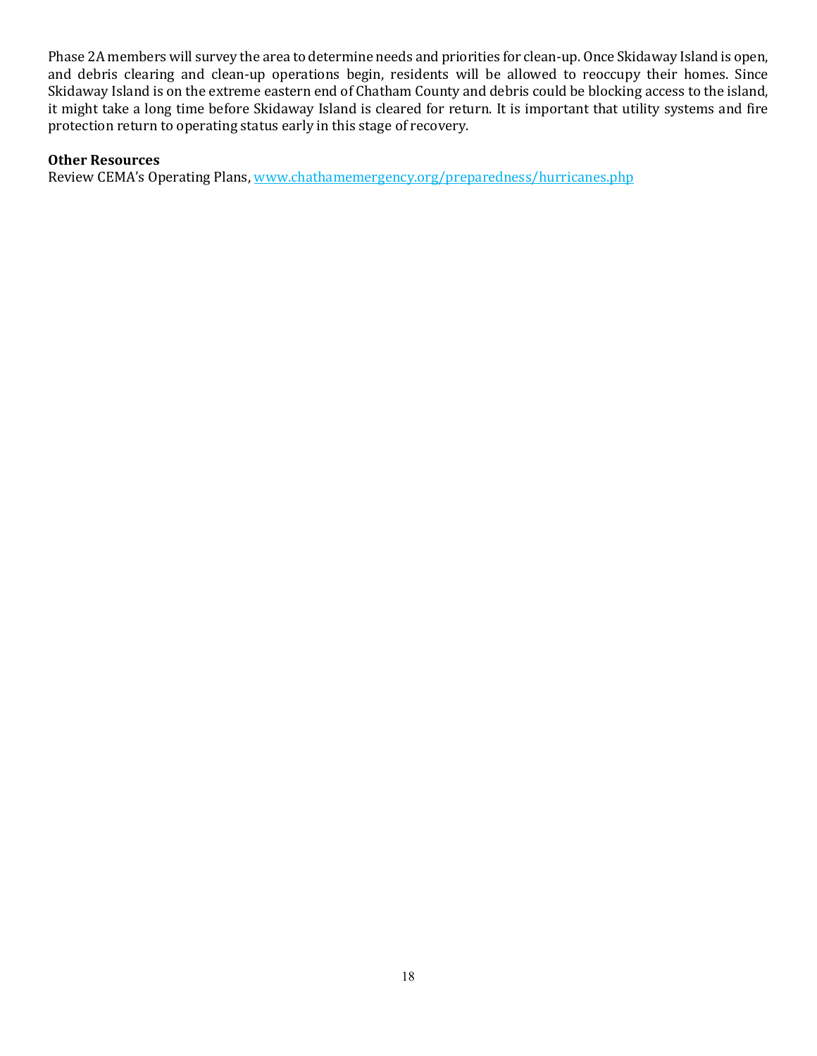Phase 2A members will survey the area to determine needs and priorities for clean-up. Once Skidaway Island is open, and debris clearing and clean-up operations begin, residents will be allowed to reoccupy their homes. Since Skidaway Island is on the extreme eastern end of Chatham County and debris could be blocking access to the island, it might take a long time before Skidaway Island is cleared for return. It is important that utility systems and fire protection return to operating status early in this stage of recovery.

**Other Resources**

Review CEMA's Operating Plans, [www.chathamemergency.org/preparedness/hurricanes.php](www.chathamemergency.org/preparedness/hurricanes.php)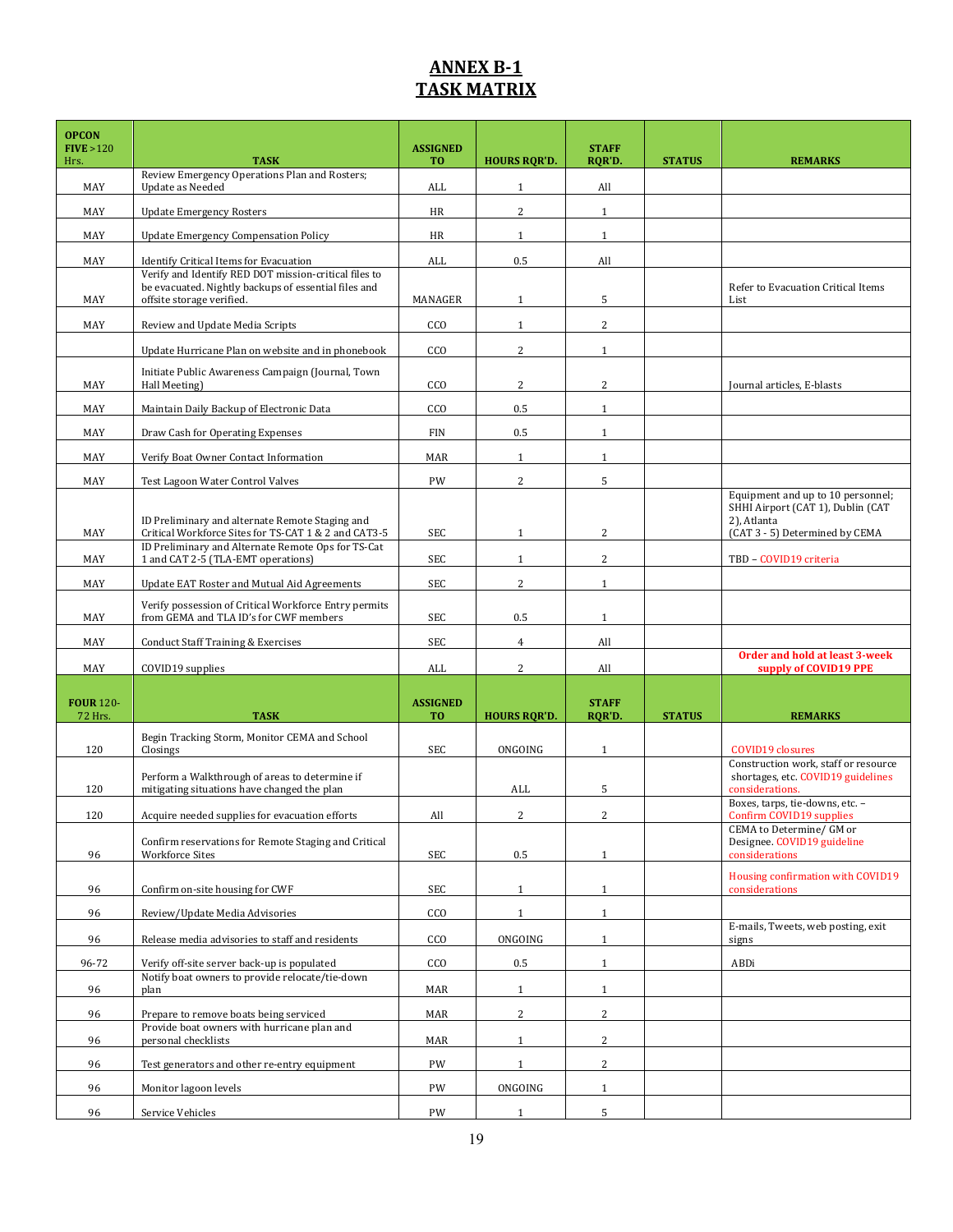# ANNEX B-1
# TASK MATRIX

| OPCON FIVE >120 Hrs. | TASK | ASSIGNED TO | HOURS RQR'D. | STAFF RQR'D. | STATUS | REMARKS |
|---|---|---|---|---|---|---|
| MAY | Review Emergency Operations Plan and Rosters; Update as Needed | ALL | 1 | All | | |
| MAY | Update Emergency Rosters | HR | 2 | 1 | | |
| MAY | Update Emergency Compensation Policy | HR | 1 | 1 | | |
| MAY | Identify Critical Items for Evacuation | ALL | 0.5 | All | | |
| MAY | Verify and Identify RED DOT mission-critical files to be evacuated. Nightly backups of essential files and offsite storage verified. | MANAGER | 1 | 5 | | Refer to Evacuation Critical Items List |
| MAY | Review and Update Media Scripts | CCO | 1 | 2 | | |
| | Update Hurricane Plan on website and in phonebook | CCO | 2 | 1 | | |
| MAY | Initiate Public Awareness Campaign (Journal, Town Hall Meeting) | CCO | 2 | 2 | | Journal articles, E-blasts |
| MAY | Maintain Daily Backup of Electronic Data | CCO | 0.5 | 1 | | |
| MAY | Draw Cash for Operating Expenses | FIN | 0.5 | 1 | | |
| MAY | Verify Boat Owner Contact Information | MAR | 1 | 1 | | |
| MAY | Test Lagoon Water Control Valves | PW | 2 | 5 | | |
| MAY | ID Preliminary and alternate Remote Staging and Critical Workforce Sites for TS-CAT 1 & 2 and CAT3-5 | SEC | 1 | 2 | | Equipment and up to 10 personnel; SHHI Airport (CAT 1), Dublin (CAT 2), Atlanta (CAT 3 - 5) Determined by CEMA |
| MAY | ID Preliminary and Alternate Remote Ops for TS-Cat 1 and CAT 2-5 (TLA-EMT operations) | SEC | 1 | 2 | | TBD – COVID19 criteria |
| MAY | Update EAT Roster and Mutual Aid Agreements | SEC | 2 | 1 | | |
| MAY | Verify possession of Critical Workforce Entry permits from GEMA and TLA ID's for CWF members | SEC | 0.5 | 1 | | |
| MAY | Conduct Staff Training & Exercises | SEC | 4 | All | | |
| MAY | COVID19 supplies | ALL | 2 | All | | **Order and hold at least 3-week supply of COVID19 PPE** |
| **FOUR 120-72 Hrs.** | **TASK** | **ASSIGNED TO** | **HOURS RQR'D.** | **STAFF RQR'D.** | **STATUS** | **REMARKS** |
| 120 | Begin Tracking Storm, Monitor CEMA and School Closings | SEC | ONGOING | 1 | | COVID19 closures |
| 120 | Perform a Walkthrough of areas to determine if mitigating situations have changed the plan | | ALL | 5 | | Construction work, staff or resource shortages, etc. COVID19 guidelines considerations. |
| 120 | Acquire needed supplies for evacuation efforts | All | 2 | 2 | | Boxes, tarps, tie-downs, etc. – Confirm COVID19 supplies |
| 96 | Confirm reservations for Remote Staging and Critical Workforce Sites | SEC | 0.5 | 1 | | CEMA to Determine/ GM or Designee. COVID19 guideline considerations |
| 96 | Confirm on-site housing for CWF | SEC | 1 | 1 | | Housing confirmation with COVID19 considerations |
| 96 | Review/Update Media Advisories | CCO | 1 | 1 | | |
| 96 | Release media advisories to staff and residents | CCO | ONGOING | 1 | | E-mails, Tweets, web posting, exit signs |
| 96-72 | Verify off-site server back-up is populated | CCO | 0.5 | 1 | | ABDi |
| 96 | Notify boat owners to provide relocate/tie-down plan | MAR | 1 | 1 | | |
| 96 | Prepare to remove boats being serviced | MAR | 2 | 2 | | |
| 96 | Provide boat owners with hurricane plan and personal checklists | MAR | 1 | 2 | | |
| 96 | Test generators and other re-entry equipment | PW | 1 | 2 | | |
| 96 | Monitor lagoon levels | PW | ONGOING | 1 | | |
| 96 | Service Vehicles | PW | 1 | 5 | | |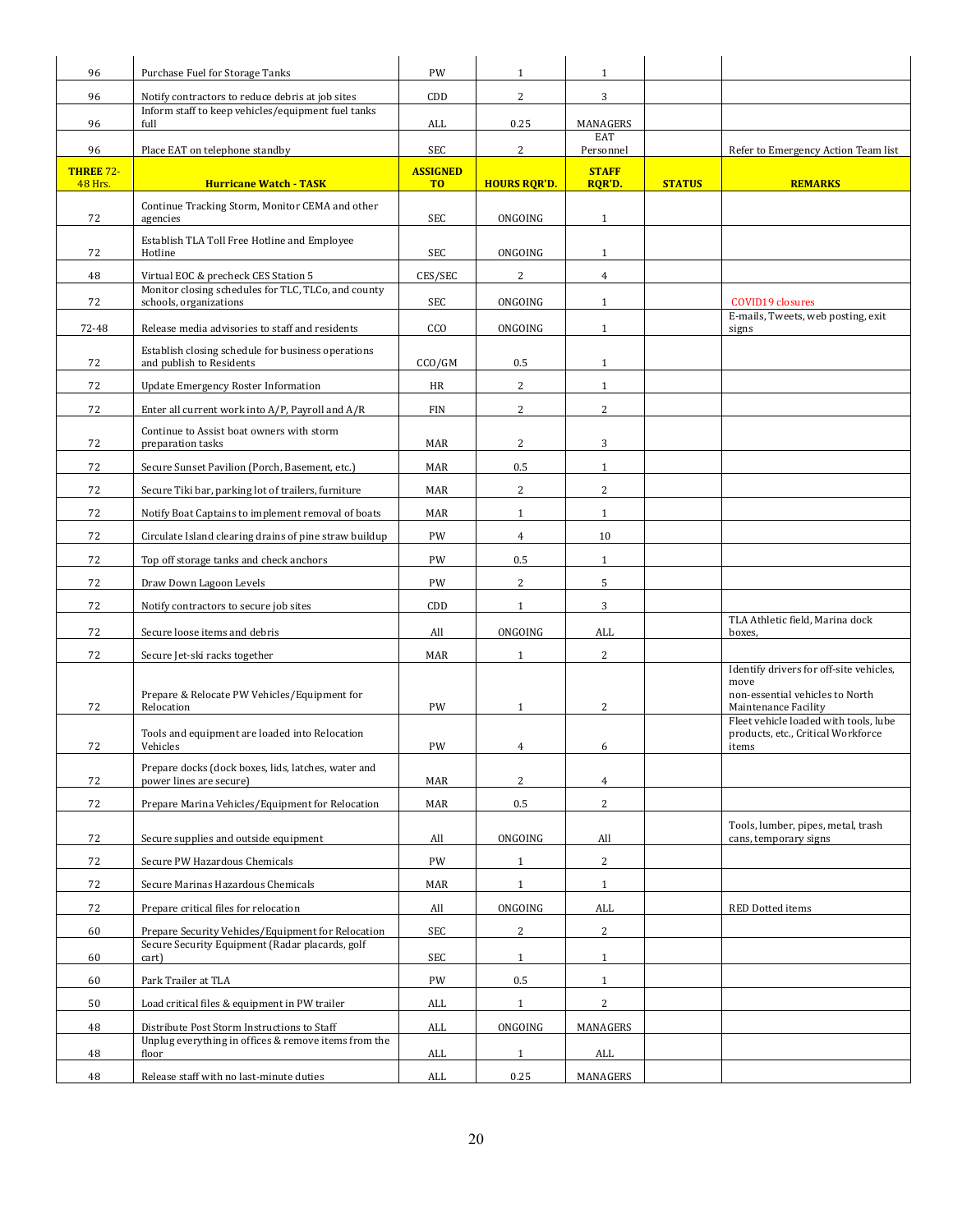| 96 | Purchase Fuel for Storage Tanks | PW | 1 | 1 | | |
|---|---|---|---|---|---|---|
| 96 | Notify contractors to reduce debris at job sites | CDD | 2 | 3 | | |
| 96 | Inform staff to keep vehicles/equipment fuel tanks full | ALL | 0.25 | MANAGERS | | |
| 96 | Place EAT on telephone standby | SEC | 2 | EAT Personnel | | Refer to Emergency Action Team list |
| **THREE 72-48 Hrs.** | **Hurricane Watch - TASK** | **ASSIGNED TO** | **HOURS RQR'D.** | **STAFF RQR'D.** | **STATUS** | **REMARKS** |
| 72 | Continue Tracking Storm, Monitor CEMA and other agencies | SEC | ONGOING | 1 | | |
| 72 | Establish TLA Toll Free Hotline and Employee Hotline | SEC | ONGOING | 1 | | |
| 48 | Virtual EOC & precheck CES Station 5 | CES/SEC | 2 | 4 | | |
| 72 | Monitor closing schedules for TLC, TLCo, and county schools, organizations | SEC | ONGOING | 1 | | COVID19 closures |
| 72-48 | Release media advisories to staff and residents | CCO | ONGOING | 1 | | E-mails, Tweets, web posting, exit signs |
| 72 | Establish closing schedule for business operations and publish to Residents | CCO/GM | 0.5 | 1 | | |
| 72 | Update Emergency Roster Information | HR | 2 | 1 | | |
| 72 | Enter all current work into A/P, Payroll and A/R | FIN | 2 | 2 | | |
| 72 | Continue to Assist boat owners with storm preparation tasks | MAR | 2 | 3 | | |
| 72 | Secure Sunset Pavilion (Porch, Basement, etc.) | MAR | 0.5 | 1 | | |
| 72 | Secure Tiki bar, parking lot of trailers, furniture | MAR | 2 | 2 | | |
| 72 | Notify Boat Captains to implement removal of boats | MAR | 1 | 1 | | |
| 72 | Circulate Island clearing drains of pine straw buildup | PW | 4 | 10 | | |
| 72 | Top off storage tanks and check anchors | PW | 0.5 | 1 | | |
| 72 | Draw Down Lagoon Levels | PW | 2 | 5 | | |
| 72 | Notify contractors to secure job sites | CDD | 1 | 3 | | |
| 72 | Secure loose items and debris | All | ONGOING | ALL | | TLA Athletic field, Marina dock boxes, |
| 72 | Secure Jet-ski racks together | MAR | 1 | 2 | | |
| 72 | Prepare & Relocate PW Vehicles/Equipment for Relocation | PW | 1 | 2 | | Identify drivers for off-site vehicles, move non-essential vehicles to North Maintenance Facility |
| 72 | Tools and equipment are loaded into Relocation Vehicles | PW | 4 | 6 | | Fleet vehicle loaded with tools, lube products, etc., Critical Workforce items |
| 72 | Prepare docks (dock boxes, lids, latches, water and power lines are secure) | MAR | 2 | 4 | | |
| 72 | Prepare Marina Vehicles/Equipment for Relocation | MAR | 0.5 | 2 | | |
| 72 | Secure supplies and outside equipment | All | ONGOING | All | | Tools, lumber, pipes, metal, trash cans, temporary signs |
| 72 | Secure PW Hazardous Chemicals | PW | 1 | 2 | | |
| 72 | Secure Marinas Hazardous Chemicals | MAR | 1 | 1 | | |
| 72 | Prepare critical files for relocation | All | ONGOING | ALL | | RED Dotted items |
| 60 | Prepare Security Vehicles/Equipment for Relocation | SEC | 2 | 2 | | |
| 60 | Secure Security Equipment (Radar placards, golf cart) | SEC | 1 | 1 | | |
| 60 | Park Trailer at TLA | PW | 0.5 | 1 | | |
| 50 | Load critical files & equipment in PW trailer | ALL | 1 | 2 | | |
| 48 | Distribute Post Storm Instructions to Staff | ALL | ONGOING | MANAGERS | | |
| 48 | Unplug everything in offices & remove items from the floor | ALL | 1 | ALL | | |
| 48 | Release staff with no last-minute duties | ALL | 0.25 | MANAGERS | | |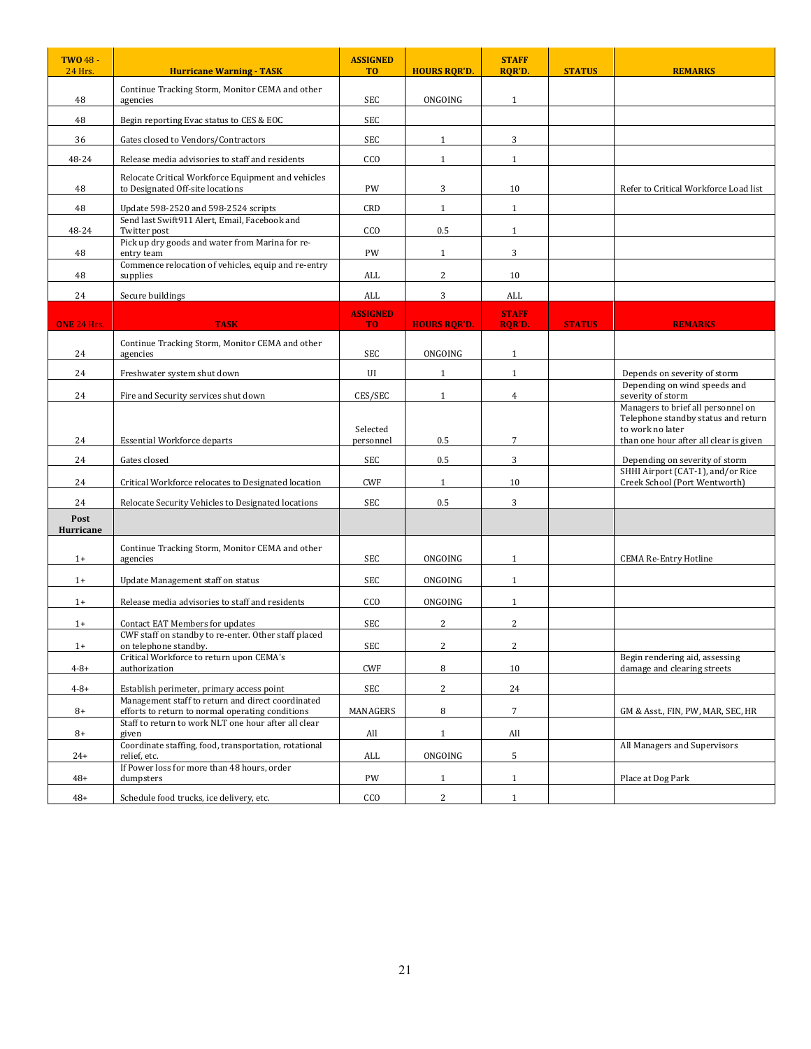| **TWO** 48 - 24 Hrs. | **Hurricane Warning - TASK** | **ASSIGNED TO** | **HOURS RQR'D.** | **STAFF RQR'D.** | **STATUS** | **REMARKS** |
|---|---|---|---|---|---|---|
| 48 | Continue Tracking Storm, Monitor CEMA and other agencies | SEC | ONGOING | 1 | | |
| 48 | Begin reporting Evac status to CES & EOC | SEC | | | | |
| 36 | Gates closed to Vendors/Contractors | SEC | 1 | 3 | | |
| 48-24 | Release media advisories to staff and residents | CCO | 1 | 1 | | |
| 48 | Relocate Critical Workforce Equipment and vehicles to Designated Off-site locations | PW | 3 | 10 | | Refer to Critical Workforce Load list |
| 48 | Update 598-2520 and 598-2524 scripts | CRD | 1 | 1 | | |
| 48-24 | Send last Swift911 Alert, Email, Facebook and Twitter post | CCO | 0.5 | 1 | | |
| 48 | Pick up dry goods and water from Marina for re-entry team | PW | 1 | 3 | | |
| 48 | Commence relocation of vehicles, equip and re-entry supplies | ALL | 2 | 10 | | |
| 24 | Secure buildings | ALL | 3 | ALL | | |
| **ONE 24 Hrs.** | **TASK** | **ASSIGNED TO** | **HOURS RQR'D.** | **STAFF RQR'D.** | **STATUS** | **REMARKS** |
| 24 | Continue Tracking Storm, Monitor CEMA and other agencies | SEC | ONGOING | 1 | | |
| 24 | Freshwater system shut down | UI | 1 | 1 | | Depends on severity of storm |
| 24 | Fire and Security services shut down | CES/SEC | 1 | 4 | | Depending on wind speeds and severity of storm |
| 24 | Essential Workforce departs | Selected personnel | 0.5 | 7 | | Managers to brief all personnel on Telephone standby status and return to work no later than one hour after all clear is given |
| 24 | Gates closed | SEC | 0.5 | 3 | | Depending on severity of storm |
| 24 | Critical Workforce relocates to Designated location | CWF | 1 | 10 | | SHHI Airport (CAT-1), and/or Rice Creek School (Port Wentworth) |
| 24 | Relocate Security Vehicles to Designated locations | SEC | 0.5 | 3 | | |
| **Post Hurricane** | | | | | | |
| 1+ | Continue Tracking Storm, Monitor CEMA and other agencies | SEC | ONGOING | 1 | | CEMA Re-Entry Hotline |
| 1+ | Update Management staff on status | SEC | ONGOING | 1 | | |
| 1+ | Release media advisories to staff and residents | CCO | ONGOING | 1 | | |
| 1+ | Contact EAT Members for updates | SEC | 2 | 2 | | |
| 1+ | CWF staff on standby to re-enter. Other staff placed on telephone standby. | SEC | 2 | 2 | | |
| 4-8+ | Critical Workforce to return upon CEMA's authorization | CWF | 8 | 10 | | Begin rendering aid, assessing damage and clearing streets |
| 4-8+ | Establish perimeter, primary access point | SEC | 2 | 24 | | |
| 8+ | Management staff to return and direct coordinated efforts to return to normal operating conditions | MANAGERS | 8 | 7 | | GM & Asst., FIN, PW, MAR, SEC, HR |
| 8+ | Staff to return to work NLT one hour after all clear given | All | 1 | All | | |
| 24+ | Coordinate staffing, food, transportation, rotational relief, etc. | ALL | ONGOING | 5 | | All Managers and Supervisors |
| 48+ | If Power loss for more than 48 hours, order dumpsters | PW | 1 | 1 | | Place at Dog Park |
| 48+ | Schedule food trucks, ice delivery, etc. | CCO | 2 | 1 | | |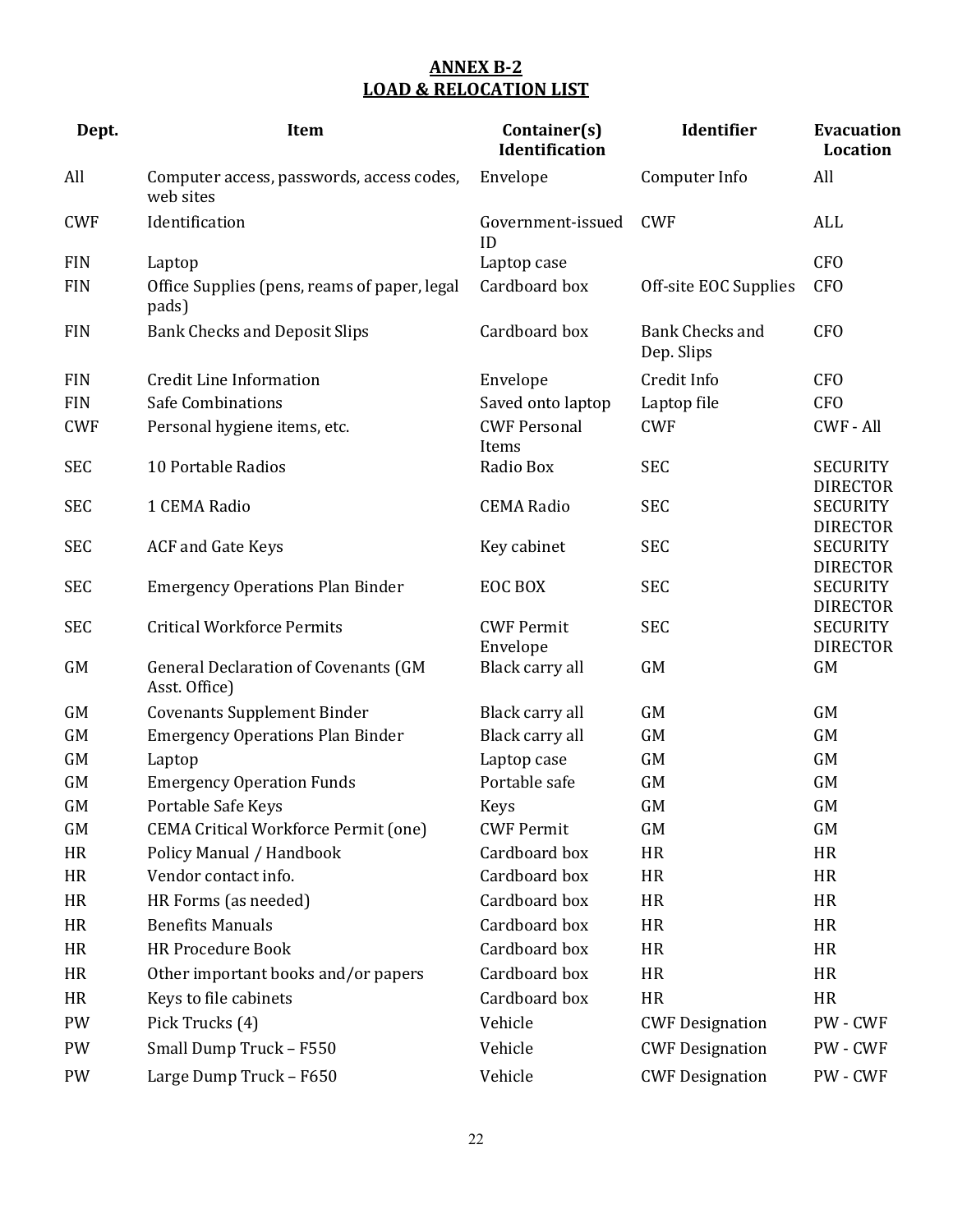# ANNEX B-2
## LOAD & RELOCATION LIST

| Dept. | Item | Container(s) Identification | Identifier | Evacuation Location |
|---|---|---|---|---|
| All | Computer access, passwords, access codes, web sites | Envelope | Computer Info | All |
| CWF | Identification | Government-issued ID | CWF | ALL |
| FIN | Laptop | Laptop case | | CFO |
| FIN | Office Supplies (pens, reams of paper, legal pads) | Cardboard box | Off-site EOC Supplies | CFO |
| FIN | Bank Checks and Deposit Slips | Cardboard box | Bank Checks and Dep. Slips | CFO |
| FIN | Credit Line Information | Envelope | Credit Info | CFO |
| FIN | Safe Combinations | Saved onto laptop | Laptop file | CFO |
| CWF | Personal hygiene items, etc. | CWF Personal Items | CWF | CWF - All |
| SEC | 10 Portable Radios | Radio Box | SEC | SECURITY DIRECTOR |
| SEC | 1 CEMA Radio | CEMA Radio | SEC | SECURITY DIRECTOR |
| SEC | ACF and Gate Keys | Key cabinet | SEC | SECURITY DIRECTOR |
| SEC | Emergency Operations Plan Binder | EOC BOX | SEC | SECURITY DIRECTOR |
| SEC | Critical Workforce Permits | CWF Permit Envelope | SEC | SECURITY DIRECTOR |
| GM | General Declaration of Covenants (GM Asst. Office) | Black carry all | GM | GM |
| GM | Covenants Supplement Binder | Black carry all | GM | GM |
| GM | Emergency Operations Plan Binder | Black carry all | GM | GM |
| GM | Laptop | Laptop case | GM | GM |
| GM | Emergency Operation Funds | Portable safe | GM | GM |
| GM | Portable Safe Keys | Keys | GM | GM |
| GM | CEMA Critical Workforce Permit (one) | CWF Permit | GM | GM |
| HR | Policy Manual / Handbook | Cardboard box | HR | HR |
| HR | Vendor contact info. | Cardboard box | HR | HR |
| HR | HR Forms (as needed) | Cardboard box | HR | HR |
| HR | Benefits Manuals | Cardboard box | HR | HR |
| HR | HR Procedure Book | Cardboard box | HR | HR |
| HR | Other important books and/or papers | Cardboard box | HR | HR |
| HR | Keys to file cabinets | Cardboard box | HR | HR |
| PW | Pick Trucks (4) | Vehicle | CWF Designation | PW - CWF |
| PW | Small Dump Truck – F550 | Vehicle | CWF Designation | PW - CWF |
| PW | Large Dump Truck – F650 | Vehicle | CWF Designation | PW - CWF |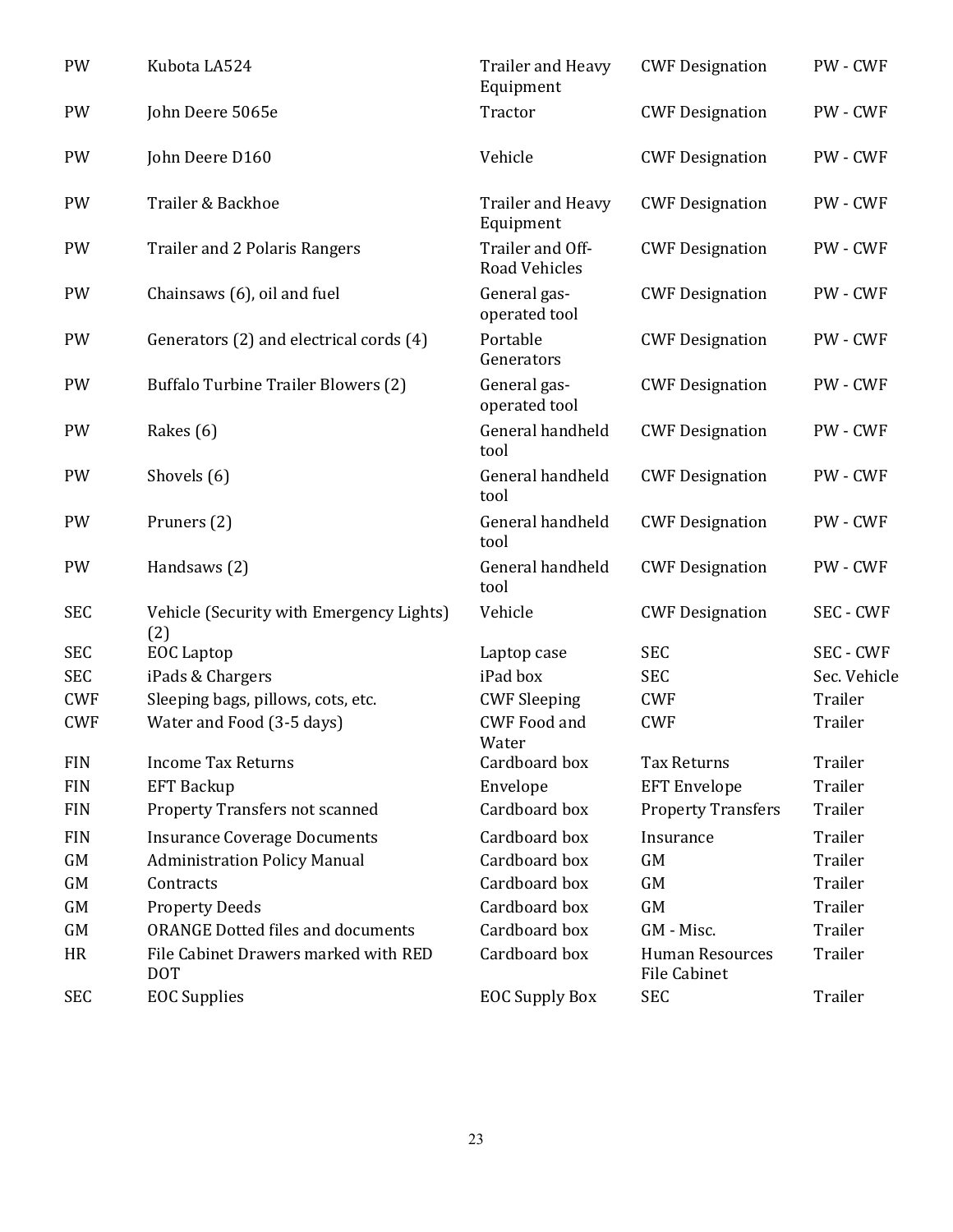| | | | | |
|---|---|---|---|---|
| PW | Kubota LA524 | Trailer and Heavy Equipment | CWF Designation | PW - CWF |
| PW | John Deere 5065e | Tractor | CWF Designation | PW - CWF |
| PW | John Deere D160 | Vehicle | CWF Designation | PW - CWF |
| PW | Trailer & Backhoe | Trailer and Heavy Equipment | CWF Designation | PW - CWF |
| PW | Trailer and 2 Polaris Rangers | Trailer and Off-Road Vehicles | CWF Designation | PW - CWF |
| PW | Chainsaws (6), oil and fuel | General gas-operated tool | CWF Designation | PW - CWF |
| PW | Generators (2) and electrical cords (4) | Portable Generators | CWF Designation | PW - CWF |
| PW | Buffalo Turbine Trailer Blowers (2) | General gas-operated tool | CWF Designation | PW - CWF |
| PW | Rakes (6) | General handheld tool | CWF Designation | PW - CWF |
| PW | Shovels (6) | General handheld tool | CWF Designation | PW - CWF |
| PW | Pruners (2) | General handheld tool | CWF Designation | PW - CWF |
| PW | Handsaws (2) | General handheld tool | CWF Designation | PW - CWF |
| SEC | Vehicle (Security with Emergency Lights) (2) | Vehicle | CWF Designation | SEC - CWF |
| SEC | EOC Laptop | Laptop case | SEC | SEC - CWF |
| SEC | iPads & Chargers | iPad box | SEC | Sec. Vehicle |
| CWF | Sleeping bags, pillows, cots, etc. | CWF Sleeping | CWF | Trailer |
| CWF | Water and Food (3-5 days) | CWF Food and Water | CWF | Trailer |
| FIN | Income Tax Returns | Cardboard box | Tax Returns | Trailer |
| FIN | EFT Backup | Envelope | EFT Envelope | Trailer |
| FIN | Property Transfers not scanned | Cardboard box | Property Transfers | Trailer |
| FIN | Insurance Coverage Documents | Cardboard box | Insurance | Trailer |
| GM | Administration Policy Manual | Cardboard box | GM | Trailer |
| GM | Contracts | Cardboard box | GM | Trailer |
| GM | Property Deeds | Cardboard box | GM | Trailer |
| GM | ORANGE Dotted files and documents | Cardboard box | GM - Misc. | Trailer |
| HR | File Cabinet Drawers marked with RED DOT | Cardboard box | Human Resources File Cabinet | Trailer |
| SEC | EOC Supplies | EOC Supply Box | SEC | Trailer |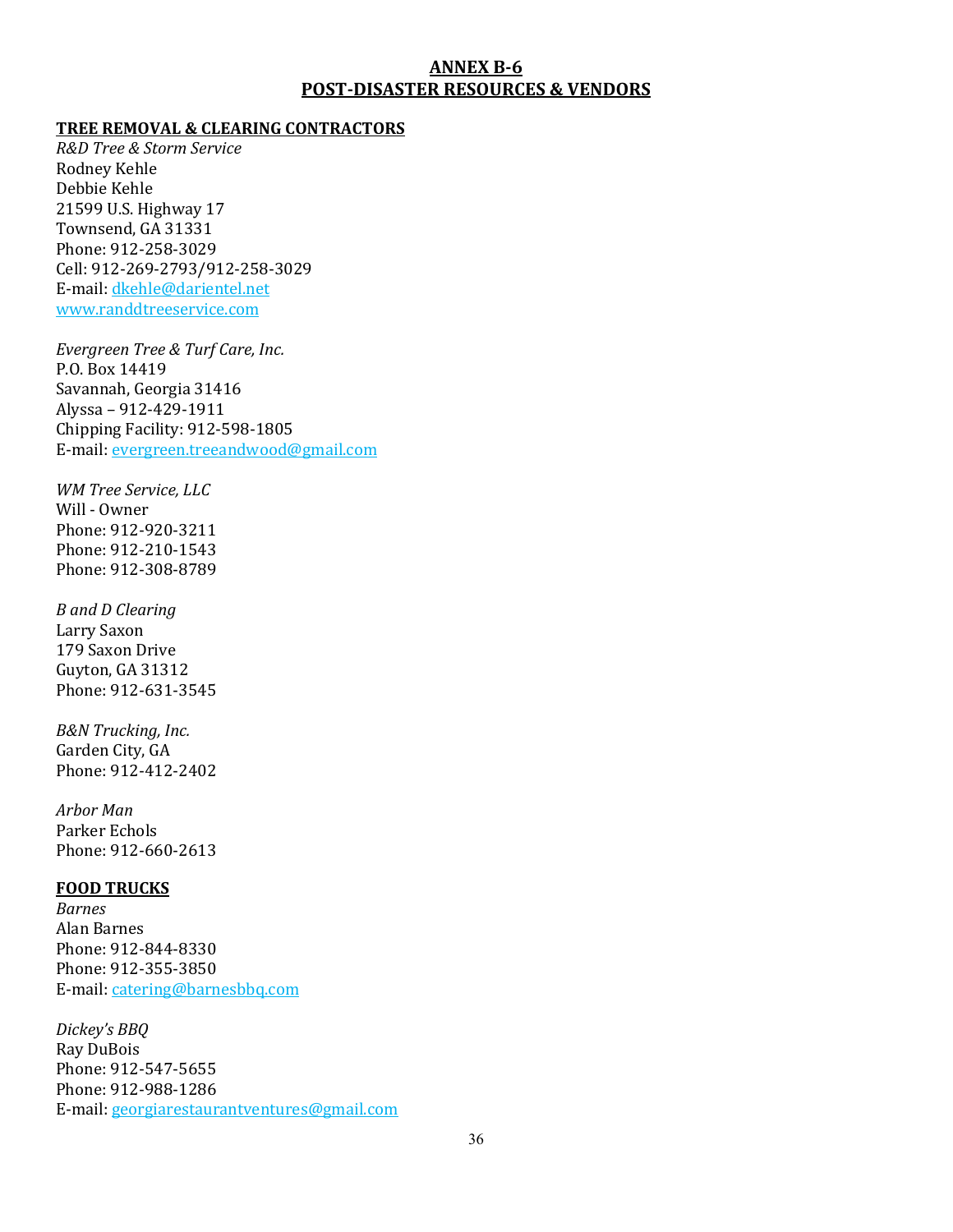# ANNEX B-6
# POST-DISASTER RESOURCES & VENDORS

## TREE REMOVAL & CLEARING CONTRACTORS

*R&D Tree & Storm Service*
Rodney Kehle
Debbie Kehle
21599 U.S. Highway 17
Townsend, GA 31331
Phone: 912-258-3029
Cell: 912-269-2793/912-258-3029
E-mail: dkehle@darientel.net
www.randdtreeservice.com

*Evergreen Tree & Turf Care, Inc.*
P.O. Box 14419
Savannah, Georgia 31416
Alyssa – 912-429-1911
Chipping Facility: 912-598-1805
E-mail: evergreen.treeandwood@gmail.com

*WM Tree Service, LLC*
Will - Owner
Phone: 912-920-3211
Phone: 912-210-1543
Phone: 912-308-8789

*B and D Clearing*
Larry Saxon
179 Saxon Drive
Guyton, GA 31312
Phone: 912-631-3545

*B&N Trucking, Inc.*
Garden City, GA
Phone: 912-412-2402

*Arbor Man*
Parker Echols
Phone: 912-660-2613

## FOOD TRUCKS

*Barnes*
Alan Barnes
Phone: 912-844-8330
Phone: 912-355-3850
E-mail: catering@barnesbbq.com

*Dickey's BBQ*
Ray DuBois
Phone: 912-547-5655
Phone: 912-988-1286
E-mail: georgiarestaurantventures@gmail.com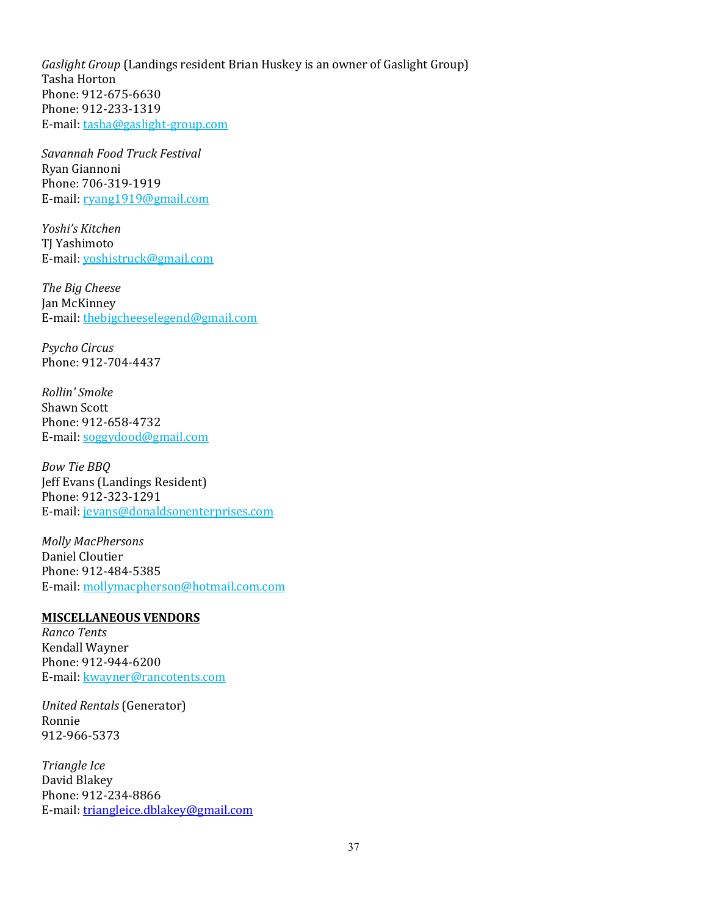*Gaslight Group* (Landings resident Brian Huskey is an owner of Gaslight Group)
Tasha Horton
Phone: 912-675-6630
Phone: 912-233-1319
E-mail: tasha@gaslight-group.com

*Savannah Food Truck Festival*
Ryan Giannoni
Phone: 706-319-1919
E-mail: ryang1919@gmail.com

*Yoshi's Kitchen*
TJ Yashimoto
E-mail: yoshistruck@gmail.com

*The Big Cheese*
Jan McKinney
E-mail: thebigcheeselegend@gmail.com

*Psycho Circus*
Phone: 912-704-4437

*Rollin' Smoke*
Shawn Scott
Phone: 912-658-4732
E-mail: soggydood@gmail.com

*Bow Tie BBQ*
Jeff Evans (Landings Resident)
Phone: 912-323-1291
E-mail: jevans@donaldsonenterprises.com

*Molly MacPhersons*
Daniel Cloutier
Phone: 912-484-5385
E-mail: mollymacpherson@hotmail.com.com

**MISCELLANEOUS VENDORS**

*Ranco Tents*
Kendall Wayner
Phone: 912-944-6200
E-mail: kwayner@rancotents.com

*United Rentals* (Generator)
Ronnie
912-966-5373

*Triangle Ice*
David Blakey
Phone: 912-234-8866
E-mail: triangleice.dblakey@gmail.com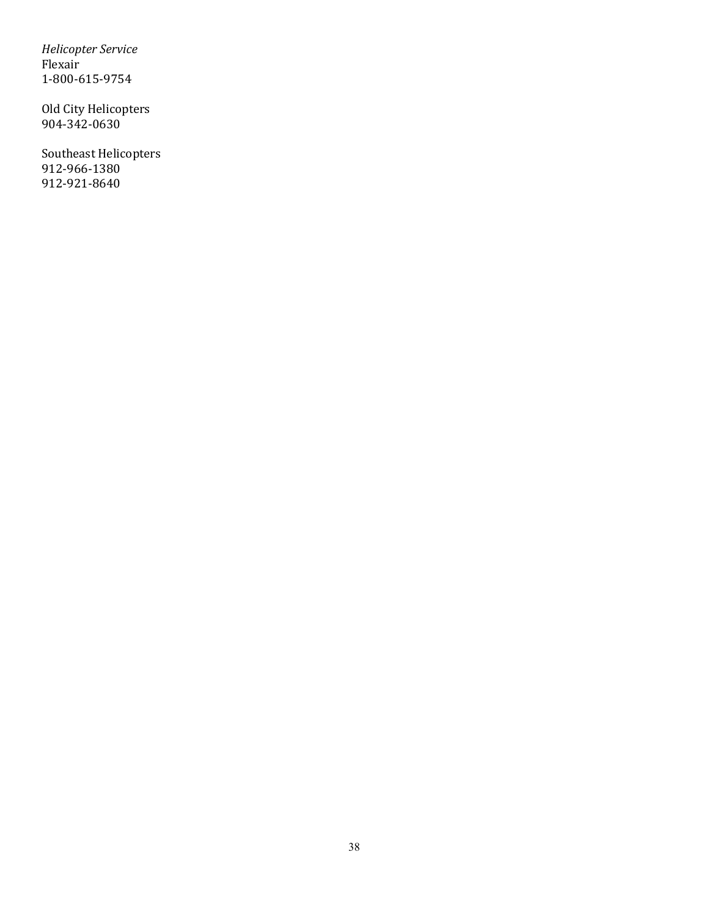*Helicopter Service*
Flexair
1-800-615-9754

Old City Helicopters
904-342-0630

Southeast Helicopters
912-966-1380
912-921-8640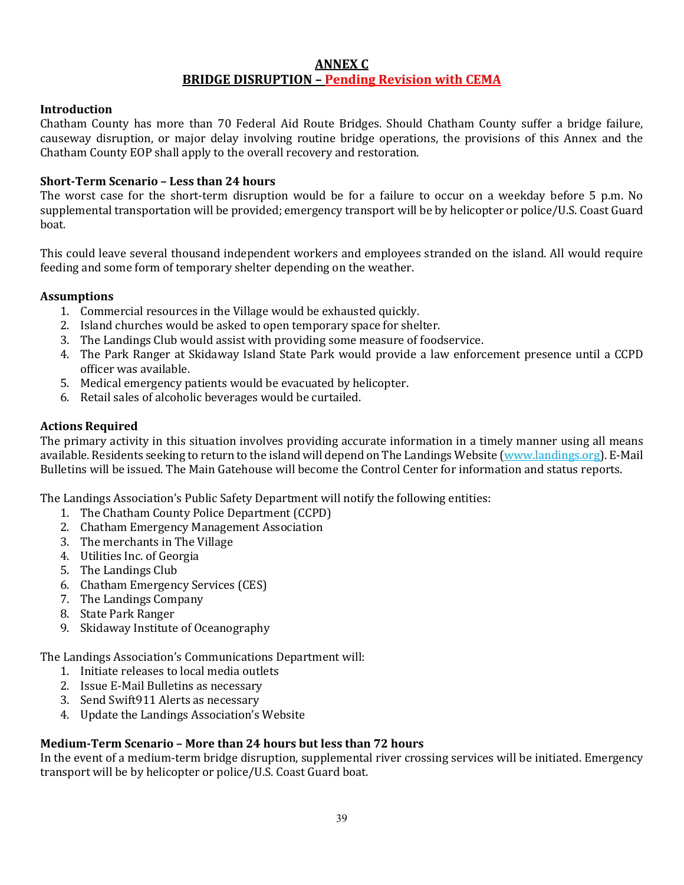# ANNEX C
## BRIDGE DISRUPTION – Pending Revision with CEMA

**Introduction**
Chatham County has more than 70 Federal Aid Route Bridges. Should Chatham County suffer a bridge failure, causeway disruption, or major delay involving routine bridge operations, the provisions of this Annex and the Chatham County EOP shall apply to the overall recovery and restoration.

**Short-Term Scenario – Less than 24 hours**
The worst case for the short-term disruption would be for a failure to occur on a weekday before 5 p.m. No supplemental transportation will be provided; emergency transport will be by helicopter or police/U.S. Coast Guard boat.

This could leave several thousand independent workers and employees stranded on the island. All would require feeding and some form of temporary shelter depending on the weather.

**Assumptions**
1. Commercial resources in the Village would be exhausted quickly.
2. Island churches would be asked to open temporary space for shelter.
3. The Landings Club would assist with providing some measure of foodservice.
4. The Park Ranger at Skidaway Island State Park would provide a law enforcement presence until a CCPD officer was available.
5. Medical emergency patients would be evacuated by helicopter.
6. Retail sales of alcoholic beverages would be curtailed.

**Actions Required**
The primary activity in this situation involves providing accurate information in a timely manner using all means available. Residents seeking to return to the island will depend on The Landings Website (www.landings.org). E-Mail Bulletins will be issued. The Main Gatehouse will become the Control Center for information and status reports.

The Landings Association's Public Safety Department will notify the following entities:
1. The Chatham County Police Department (CCPD)
2. Chatham Emergency Management Association
3. The merchants in The Village
4. Utilities Inc. of Georgia
5. The Landings Club
6. Chatham Emergency Services (CES)
7. The Landings Company
8. State Park Ranger
9. Skidaway Institute of Oceanography

The Landings Association's Communications Department will:
1. Initiate releases to local media outlets
2. Issue E-Mail Bulletins as necessary
3. Send Swift911 Alerts as necessary
4. Update the Landings Association's Website

**Medium-Term Scenario – More than 24 hours but less than 72 hours**
In the event of a medium-term bridge disruption, supplemental river crossing services will be initiated. Emergency transport will be by helicopter or police/U.S. Coast Guard boat.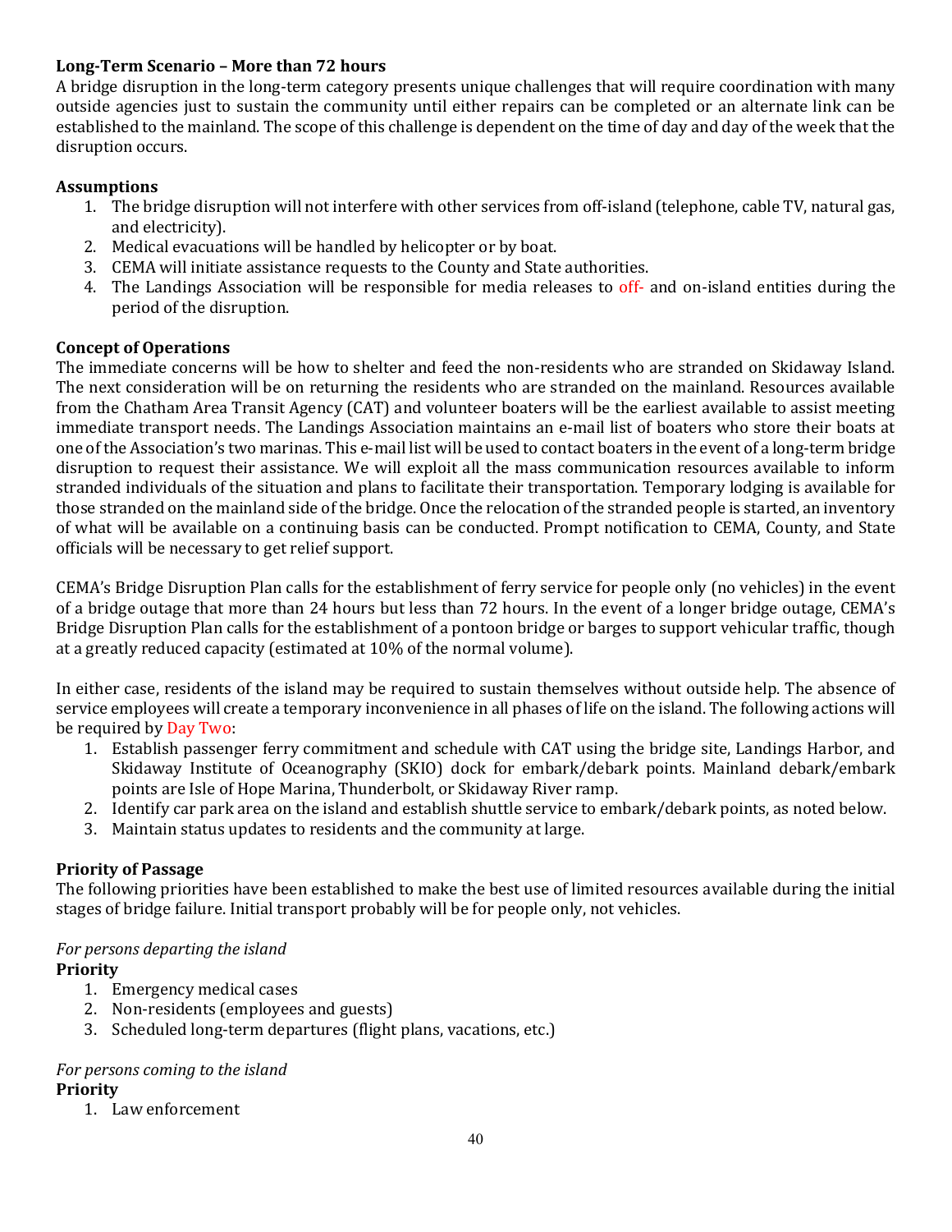### Long-Term Scenario – More than 72 hours

A bridge disruption in the long-term category presents unique challenges that will require coordination with many outside agencies just to sustain the community until either repairs can be completed or an alternate link can be established to the mainland. The scope of this challenge is dependent on the time of day and day of the week that the disruption occurs.

### Assumptions

1. The bridge disruption will not interfere with other services from off-island (telephone, cable TV, natural gas, and electricity).
2. Medical evacuations will be handled by helicopter or by boat.
3. CEMA will initiate assistance requests to the County and State authorities.
4. The Landings Association will be responsible for media releases to off- and on-island entities during the period of the disruption.

### Concept of Operations

The immediate concerns will be how to shelter and feed the non-residents who are stranded on Skidaway Island. The next consideration will be on returning the residents who are stranded on the mainland. Resources available from the Chatham Area Transit Agency (CAT) and volunteer boaters will be the earliest available to assist meeting immediate transport needs. The Landings Association maintains an e-mail list of boaters who store their boats at one of the Association's two marinas. This e-mail list will be used to contact boaters in the event of a long-term bridge disruption to request their assistance. We will exploit all the mass communication resources available to inform stranded individuals of the situation and plans to facilitate their transportation. Temporary lodging is available for those stranded on the mainland side of the bridge. Once the relocation of the stranded people is started, an inventory of what will be available on a continuing basis can be conducted. Prompt notification to CEMA, County, and State officials will be necessary to get relief support.

CEMA's Bridge Disruption Plan calls for the establishment of ferry service for people only (no vehicles) in the event of a bridge outage that more than 24 hours but less than 72 hours. In the event of a longer bridge outage, CEMA's Bridge Disruption Plan calls for the establishment of a pontoon bridge or barges to support vehicular traffic, though at a greatly reduced capacity (estimated at 10% of the normal volume).

In either case, residents of the island may be required to sustain themselves without outside help. The absence of service employees will create a temporary inconvenience in all phases of life on the island. The following actions will be required by Day Two:

1. Establish passenger ferry commitment and schedule with CAT using the bridge site, Landings Harbor, and Skidaway Institute of Oceanography (SKIO) dock for embark/debark points. Mainland debark/embark points are Isle of Hope Marina, Thunderbolt, or Skidaway River ramp.
2. Identify car park area on the island and establish shuttle service to embark/debark points, as noted below.
3. Maintain status updates to residents and the community at large.

### Priority of Passage

The following priorities have been established to make the best use of limited resources available during the initial stages of bridge failure. Initial transport probably will be for people only, not vehicles.

*For persons departing the island*

**Priority**

1. Emergency medical cases
2. Non-residents (employees and guests)
3. Scheduled long-term departures (flight plans, vacations, etc.)

*For persons coming to the island*

**Priority**

1. Law enforcement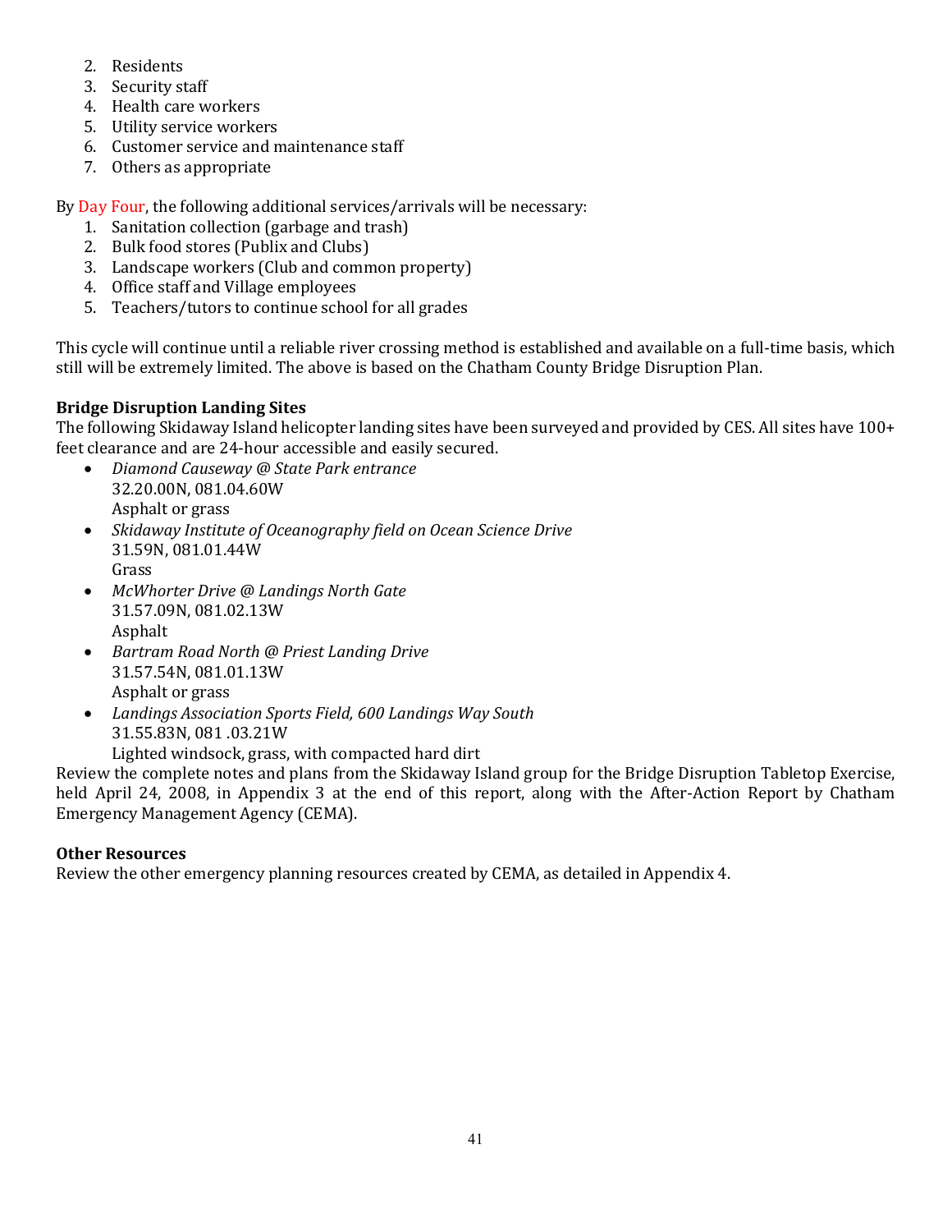2. Residents
3. Security staff
4. Health care workers
5. Utility service workers
6. Customer service and maintenance staff
7. Others as appropriate

By Day Four, the following additional services/arrivals will be necessary:

1. Sanitation collection (garbage and trash)
2. Bulk food stores (Publix and Clubs)
3. Landscape workers (Club and common property)
4. Office staff and Village employees
5. Teachers/tutors to continue school for all grades

This cycle will continue until a reliable river crossing method is established and available on a full-time basis, which still will be extremely limited. The above is based on the Chatham County Bridge Disruption Plan.

**Bridge Disruption Landing Sites**

The following Skidaway Island helicopter landing sites have been surveyed and provided by CES. All sites have 100+ feet clearance and are 24-hour accessible and easily secured.

- *Diamond Causeway @ State Park entrance*
  32.20.00N, 081.04.60W
  Asphalt or grass
- *Skidaway Institute of Oceanography field on Ocean Science Drive*
  31.59N, 081.01.44W
  Grass
- *McWhorter Drive @ Landings North Gate*
  31.57.09N, 081.02.13W
  Asphalt
- *Bartram Road North @ Priest Landing Drive*
  31.57.54N, 081.01.13W
  Asphalt or grass
- *Landings Association Sports Field, 600 Landings Way South*
  31.55.83N, 081 .03.21W
  Lighted windsock, grass, with compacted hard dirt

Review the complete notes and plans from the Skidaway Island group for the Bridge Disruption Tabletop Exercise, held April 24, 2008, in Appendix 3 at the end of this report, along with the After-Action Report by Chatham Emergency Management Agency (CEMA).

**Other Resources**

Review the other emergency planning resources created by CEMA, as detailed in Appendix 4.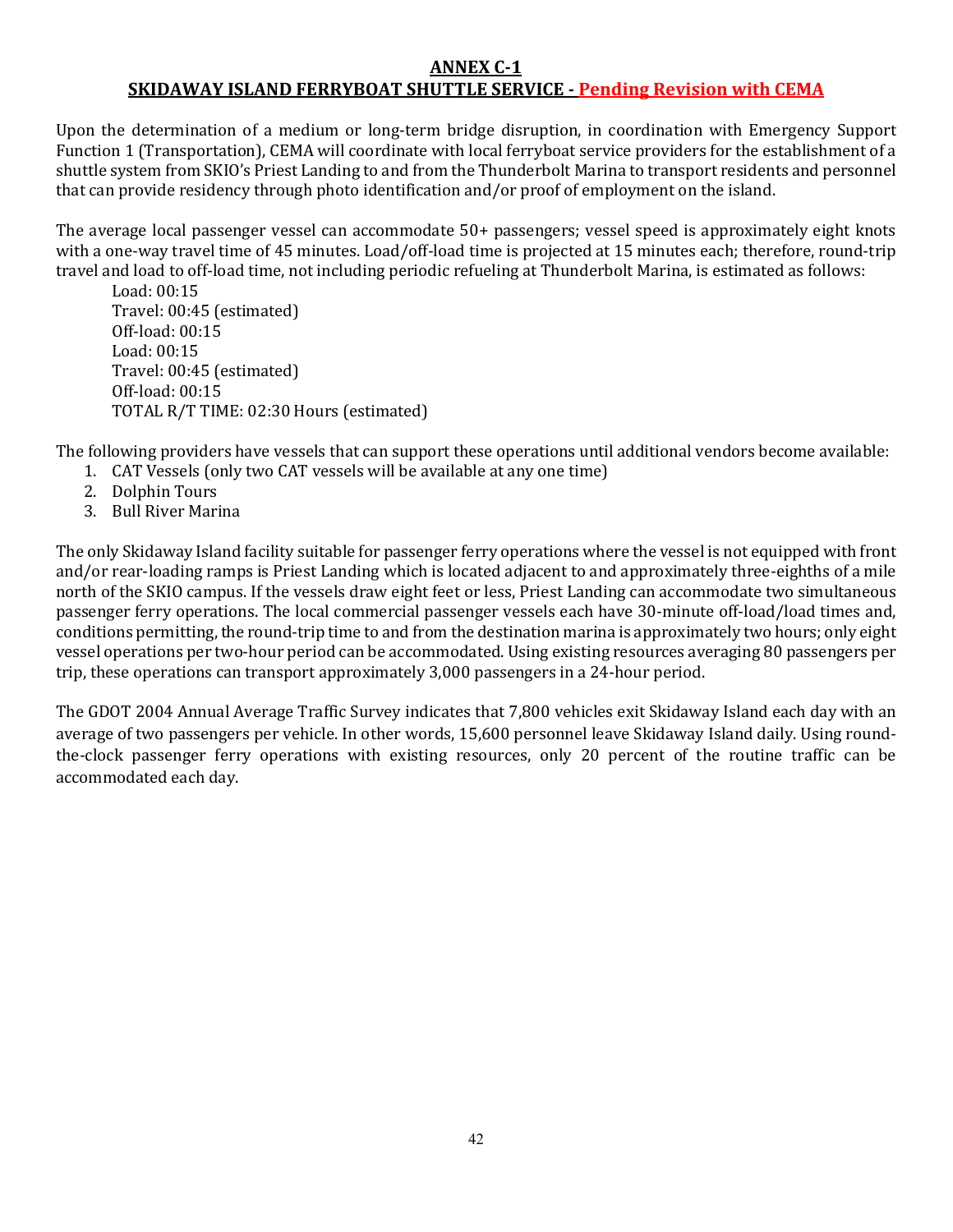# ANNEX C-1

## SKIDAWAY ISLAND FERRYBOAT SHUTTLE SERVICE - Pending Revision with CEMA

Upon the determination of a medium or long-term bridge disruption, in coordination with Emergency Support Function 1 (Transportation), CEMA will coordinate with local ferryboat service providers for the establishment of a shuttle system from SKIO's Priest Landing to and from the Thunderbolt Marina to transport residents and personnel that can provide residency through photo identification and/or proof of employment on the island.

The average local passenger vessel can accommodate 50+ passengers; vessel speed is approximately eight knots with a one-way travel time of 45 minutes. Load/off-load time is projected at 15 minutes each; therefore, round-trip travel and load to off-load time, not including periodic refueling at Thunderbolt Marina, is estimated as follows:

Load: 00:15
Travel: 00:45 (estimated)
Off-load: 00:15
Load: 00:15
Travel: 00:45 (estimated)
Off-load: 00:15
TOTAL R/T TIME: 02:30 Hours (estimated)

The following providers have vessels that can support these operations until additional vendors become available:

1. CAT Vessels (only two CAT vessels will be available at any one time)
2. Dolphin Tours
3. Bull River Marina

The only Skidaway Island facility suitable for passenger ferry operations where the vessel is not equipped with front and/or rear-loading ramps is Priest Landing which is located adjacent to and approximately three-eighths of a mile north of the SKIO campus. If the vessels draw eight feet or less, Priest Landing can accommodate two simultaneous passenger ferry operations. The local commercial passenger vessels each have 30-minute off-load/load times and, conditions permitting, the round-trip time to and from the destination marina is approximately two hours; only eight vessel operations per two-hour period can be accommodated. Using existing resources averaging 80 passengers per trip, these operations can transport approximately 3,000 passengers in a 24-hour period.

The GDOT 2004 Annual Average Traffic Survey indicates that 7,800 vehicles exit Skidaway Island each day with an average of two passengers per vehicle. In other words, 15,600 personnel leave Skidaway Island daily. Using round-the-clock passenger ferry operations with existing resources, only 20 percent of the routine traffic can be accommodated each day.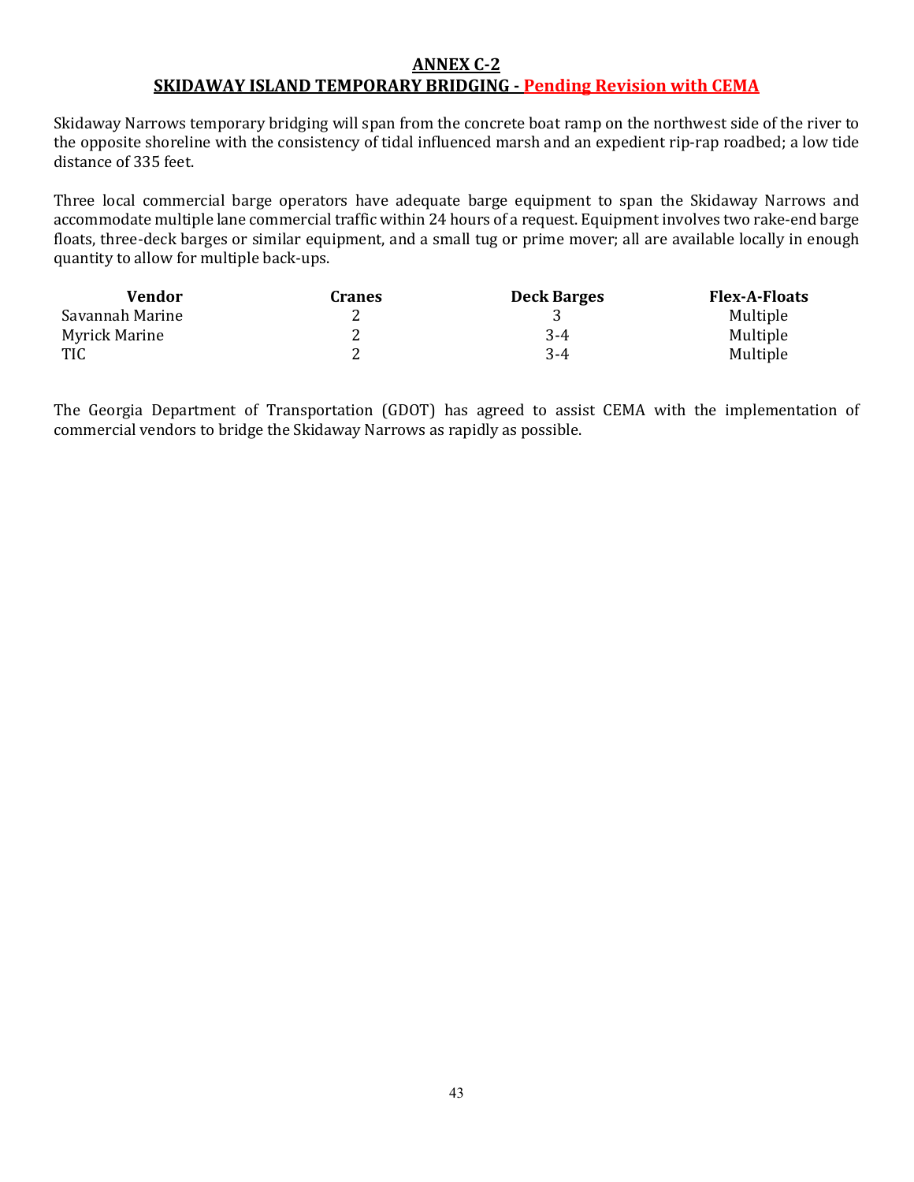# ANNEX C-2

## SKIDAWAY ISLAND TEMPORARY BRIDGING - Pending Revision with CEMA

Skidaway Narrows temporary bridging will span from the concrete boat ramp on the northwest side of the river to the opposite shoreline with the consistency of tidal influenced marsh and an expedient rip-rap roadbed; a low tide distance of 335 feet.

Three local commercial barge operators have adequate barge equipment to span the Skidaway Narrows and accommodate multiple lane commercial traffic within 24 hours of a request. Equipment involves two rake-end barge floats, three-deck barges or similar equipment, and a small tug or prime mover; all are available locally in enough quantity to allow for multiple back-ups.

| Vendor | Cranes | Deck Barges | Flex-A-Floats |
|---|---|---|---|
| Savannah Marine | 2 | 3 | Multiple |
| Myrick Marine | 2 | 3-4 | Multiple |
| TIC | 2 | 3-4 | Multiple |

The Georgia Department of Transportation (GDOT) has agreed to assist CEMA with the implementation of commercial vendors to bridge the Skidaway Narrows as rapidly as possible.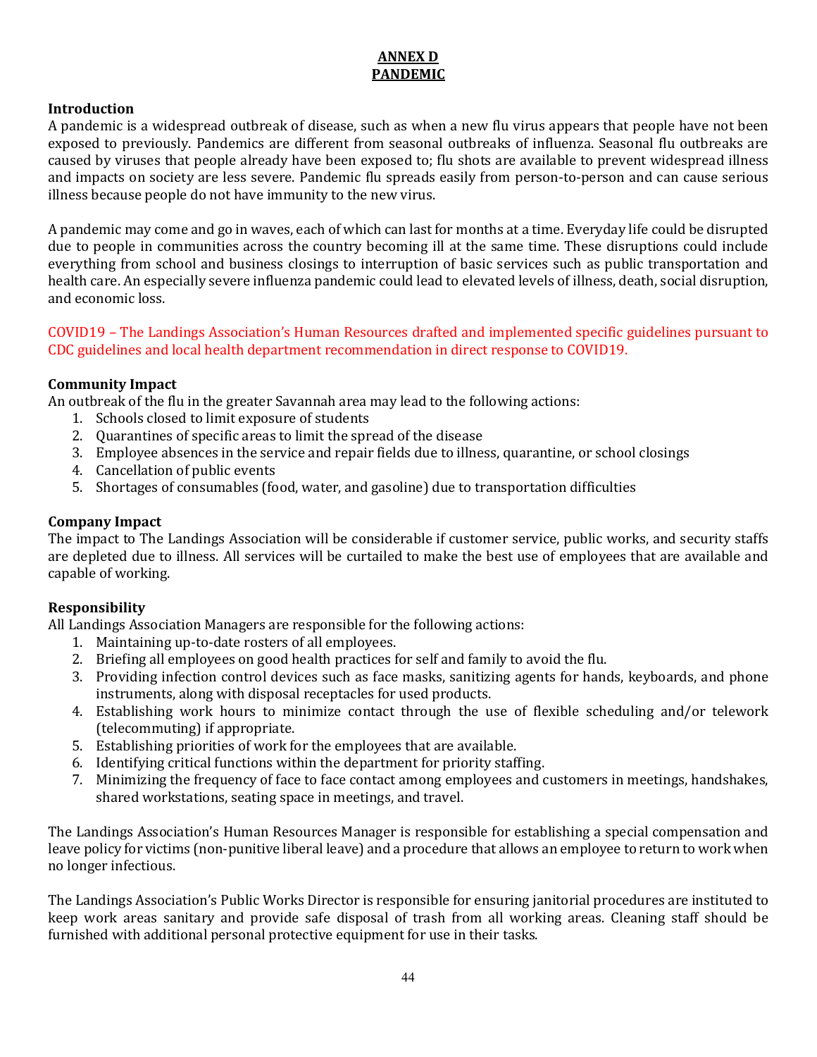# ANNEX D
# PANDEMIC

### Introduction

A pandemic is a widespread outbreak of disease, such as when a new flu virus appears that people have not been exposed to previously. Pandemics are different from seasonal outbreaks of influenza. Seasonal flu outbreaks are caused by viruses that people already have been exposed to; flu shots are available to prevent widespread illness and impacts on society are less severe. Pandemic flu spreads easily from person-to-person and can cause serious illness because people do not have immunity to the new virus.

A pandemic may come and go in waves, each of which can last for months at a time. Everyday life could be disrupted due to people in communities across the country becoming ill at the same time. These disruptions could include everything from school and business closings to interruption of basic services such as public transportation and health care. An especially severe influenza pandemic could lead to elevated levels of illness, death, social disruption, and economic loss.

COVID19 – The Landings Association's Human Resources drafted and implemented specific guidelines pursuant to CDC guidelines and local health department recommendation in direct response to COVID19.

### Community Impact

An outbreak of the flu in the greater Savannah area may lead to the following actions:

1. Schools closed to limit exposure of students
2. Quarantines of specific areas to limit the spread of the disease
3. Employee absences in the service and repair fields due to illness, quarantine, or school closings
4. Cancellation of public events
5. Shortages of consumables (food, water, and gasoline) due to transportation difficulties

### Company Impact

The impact to The Landings Association will be considerable if customer service, public works, and security staffs are depleted due to illness. All services will be curtailed to make the best use of employees that are available and capable of working.

### Responsibility

All Landings Association Managers are responsible for the following actions:

1. Maintaining up-to-date rosters of all employees.
2. Briefing all employees on good health practices for self and family to avoid the flu.
3. Providing infection control devices such as face masks, sanitizing agents for hands, keyboards, and phone instruments, along with disposal receptacles for used products.
4. Establishing work hours to minimize contact through the use of flexible scheduling and/or telework (telecommuting) if appropriate.
5. Establishing priorities of work for the employees that are available.
6. Identifying critical functions within the department for priority staffing.
7. Minimizing the frequency of face to face contact among employees and customers in meetings, handshakes, shared workstations, seating space in meetings, and travel.

The Landings Association's Human Resources Manager is responsible for establishing a special compensation and leave policy for victims (non-punitive liberal leave) and a procedure that allows an employee to return to work when no longer infectious.

The Landings Association's Public Works Director is responsible for ensuring janitorial procedures are instituted to keep work areas sanitary and provide safe disposal of trash from all working areas. Cleaning staff should be furnished with additional personal protective equipment for use in their tasks.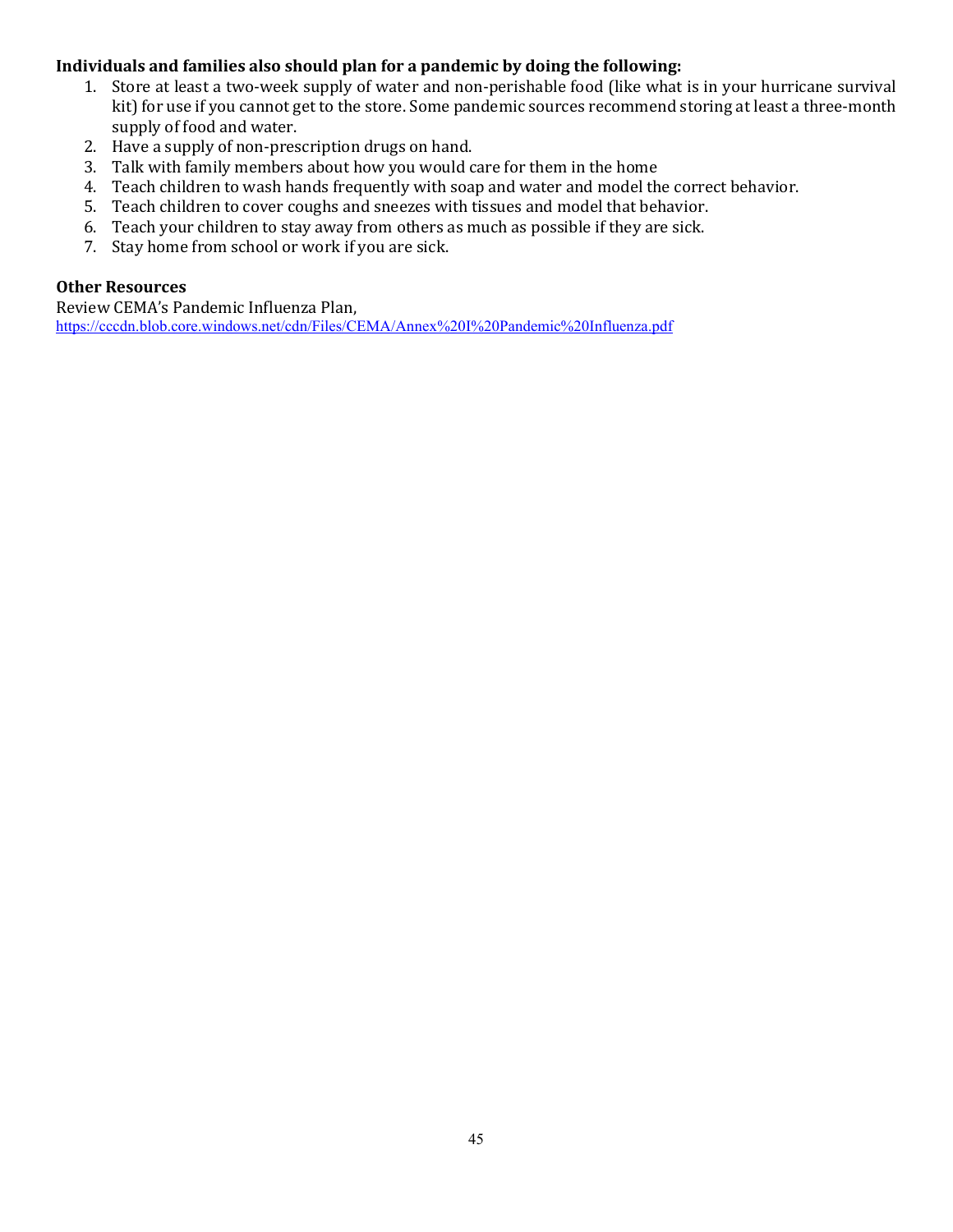**Individuals and families also should plan for a pandemic by doing the following:**

1. Store at least a two-week supply of water and non-perishable food (like what is in your hurricane survival kit) for use if you cannot get to the store. Some pandemic sources recommend storing at least a three-month supply of food and water.
2. Have a supply of non-prescription drugs on hand.
3. Talk with family members about how you would care for them in the home
4. Teach children to wash hands frequently with soap and water and model the correct behavior.
5. Teach children to cover coughs and sneezes with tissues and model that behavior.
6. Teach your children to stay away from others as much as possible if they are sick.
7. Stay home from school or work if you are sick.

**Other Resources**

Review CEMA's Pandemic Influenza Plan,
https://cccdn.blob.core.windows.net/cdn/Files/CEMA/Annex%20I%20Pandemic%20Influenza.pdf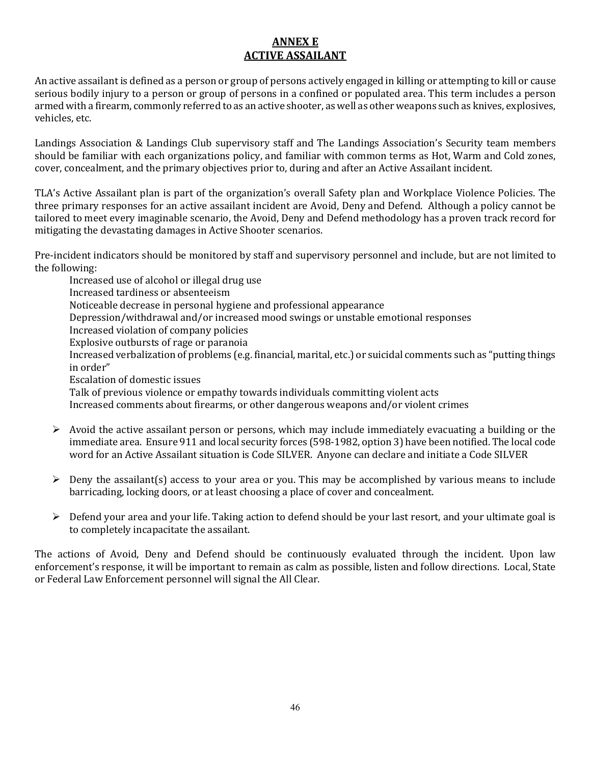# ANNEX E
# ACTIVE ASSAILANT

An active assailant is defined as a person or group of persons actively engaged in killing or attempting to kill or cause serious bodily injury to a person or group of persons in a confined or populated area. This term includes a person armed with a firearm, commonly referred to as an active shooter, as well as other weapons such as knives, explosives, vehicles, etc.

Landings Association & Landings Club supervisory staff and The Landings Association's Security team members should be familiar with each organizations policy, and familiar with common terms as Hot, Warm and Cold zones, cover, concealment, and the primary objectives prior to, during and after an Active Assailant incident.

TLA's Active Assailant plan is part of the organization's overall Safety plan and Workplace Violence Policies. The three primary responses for an active assailant incident are Avoid, Deny and Defend. Although a policy cannot be tailored to meet every imaginable scenario, the Avoid, Deny and Defend methodology has a proven track record for mitigating the devastating damages in Active Shooter scenarios.

Pre-incident indicators should be monitored by staff and supervisory personnel and include, but are not limited to the following:

- Increased use of alcohol or illegal drug use
- Increased tardiness or absenteeism
- Noticeable decrease in personal hygiene and professional appearance
- Depression/withdrawal and/or increased mood swings or unstable emotional responses
- Increased violation of company policies
- Explosive outbursts of rage or paranoia
- Increased verbalization of problems (e.g. financial, marital, etc.) or suicidal comments such as "putting things in order"
- Escalation of domestic issues
- Talk of previous violence or empathy towards individuals committing violent acts
- Increased comments about firearms, or other dangerous weapons and/or violent crimes

- Avoid the active assailant person or persons, which may include immediately evacuating a building or the immediate area. Ensure 911 and local security forces (598-1982, option 3) have been notified. The local code word for an Active Assailant situation is Code SILVER. Anyone can declare and initiate a Code SILVER
- Deny the assailant(s) access to your area or you. This may be accomplished by various means to include barricading, locking doors, or at least choosing a place of cover and concealment.
- Defend your area and your life. Taking action to defend should be your last resort, and your ultimate goal is to completely incapacitate the assailant.

The actions of Avoid, Deny and Defend should be continuously evaluated through the incident. Upon law enforcement's response, it will be important to remain as calm as possible, listen and follow directions. Local, State or Federal Law Enforcement personnel will signal the All Clear.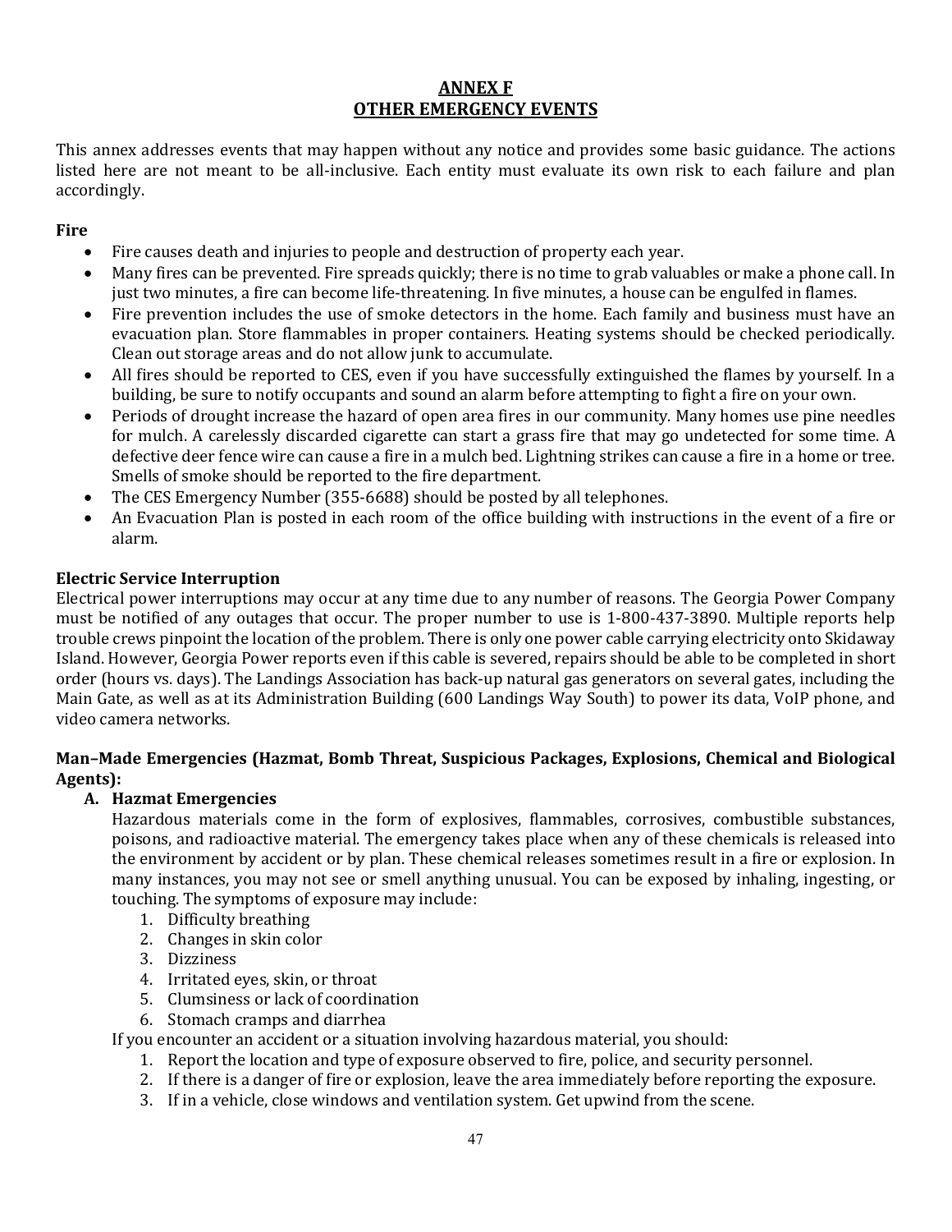# ANNEX F
# OTHER EMERGENCY EVENTS

This annex addresses events that may happen without any notice and provides some basic guidance. The actions listed here are not meant to be all-inclusive. Each entity must evaluate its own risk to each failure and plan accordingly.

**Fire**

- Fire causes death and injuries to people and destruction of property each year.
- Many fires can be prevented. Fire spreads quickly; there is no time to grab valuables or make a phone call. In just two minutes, a fire can become life-threatening. In five minutes, a house can be engulfed in flames.
- Fire prevention includes the use of smoke detectors in the home. Each family and business must have an evacuation plan. Store flammables in proper containers. Heating systems should be checked periodically. Clean out storage areas and do not allow junk to accumulate.
- All fires should be reported to CES, even if you have successfully extinguished the flames by yourself. In a building, be sure to notify occupants and sound an alarm before attempting to fight a fire on your own.
- Periods of drought increase the hazard of open area fires in our community. Many homes use pine needles for mulch. A carelessly discarded cigarette can start a grass fire that may go undetected for some time. A defective deer fence wire can cause a fire in a mulch bed. Lightning strikes can cause a fire in a home or tree. Smells of smoke should be reported to the fire department.
- The CES Emergency Number (355-6688) should be posted by all telephones.
- An Evacuation Plan is posted in each room of the office building with instructions in the event of a fire or alarm.

**Electric Service Interruption**

Electrical power interruptions may occur at any time due to any number of reasons. The Georgia Power Company must be notified of any outages that occur. The proper number to use is 1-800-437-3890. Multiple reports help trouble crews pinpoint the location of the problem. There is only one power cable carrying electricity onto Skidaway Island. However, Georgia Power reports even if this cable is severed, repairs should be able to be completed in short order (hours vs. days). The Landings Association has back-up natural gas generators on several gates, including the Main Gate, as well as at its Administration Building (600 Landings Way South) to power its data, VoIP phone, and video camera networks.

**Man–Made Emergencies (Hazmat, Bomb Threat, Suspicious Packages, Explosions, Chemical and Biological Agents):**

**A. Hazmat Emergencies**

Hazardous materials come in the form of explosives, flammables, corrosives, combustible substances, poisons, and radioactive material. The emergency takes place when any of these chemicals is released into the environment by accident or by plan. These chemical releases sometimes result in a fire or explosion. In many instances, you may not see or smell anything unusual. You can be exposed by inhaling, ingesting, or touching. The symptoms of exposure may include:

1. Difficulty breathing
2. Changes in skin color
3. Dizziness
4. Irritated eyes, skin, or throat
5. Clumsiness or lack of coordination
6. Stomach cramps and diarrhea

If you encounter an accident or a situation involving hazardous material, you should:

1. Report the location and type of exposure observed to fire, police, and security personnel.
2. If there is a danger of fire or explosion, leave the area immediately before reporting the exposure.
3. If in a vehicle, close windows and ventilation system. Get upwind from the scene.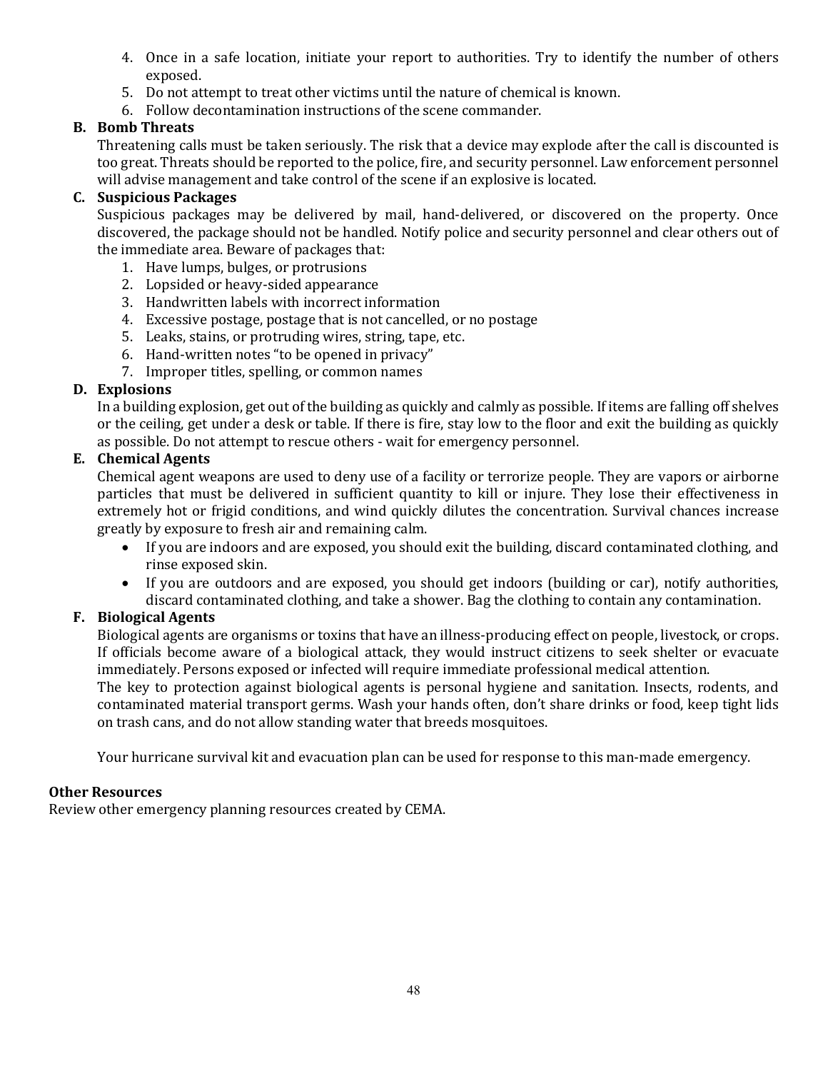4. Once in a safe location, initiate your report to authorities. Try to identify the number of others exposed.
5. Do not attempt to treat other victims until the nature of chemical is known.
6. Follow decontamination instructions of the scene commander.

**B. Bomb Threats**

Threatening calls must be taken seriously. The risk that a device may explode after the call is discounted is too great. Threats should be reported to the police, fire, and security personnel. Law enforcement personnel will advise management and take control of the scene if an explosive is located.

**C. Suspicious Packages**

Suspicious packages may be delivered by mail, hand-delivered, or discovered on the property. Once discovered, the package should not be handled. Notify police and security personnel and clear others out of the immediate area. Beware of packages that:

1. Have lumps, bulges, or protrusions
2. Lopsided or heavy-sided appearance
3. Handwritten labels with incorrect information
4. Excessive postage, postage that is not cancelled, or no postage
5. Leaks, stains, or protruding wires, string, tape, etc.
6. Hand-written notes "to be opened in privacy"
7. Improper titles, spelling, or common names

**D. Explosions**

In a building explosion, get out of the building as quickly and calmly as possible. If items are falling off shelves or the ceiling, get under a desk or table. If there is fire, stay low to the floor and exit the building as quickly as possible. Do not attempt to rescue others - wait for emergency personnel.

**E. Chemical Agents**

Chemical agent weapons are used to deny use of a facility or terrorize people. They are vapors or airborne particles that must be delivered in sufficient quantity to kill or injure. They lose their effectiveness in extremely hot or frigid conditions, and wind quickly dilutes the concentration. Survival chances increase greatly by exposure to fresh air and remaining calm.

- If you are indoors and are exposed, you should exit the building, discard contaminated clothing, and rinse exposed skin.
- If you are outdoors and are exposed, you should get indoors (building or car), notify authorities, discard contaminated clothing, and take a shower. Bag the clothing to contain any contamination.

**F. Biological Agents**

Biological agents are organisms or toxins that have an illness-producing effect on people, livestock, or crops. If officials become aware of a biological attack, they would instruct citizens to seek shelter or evacuate immediately. Persons exposed or infected will require immediate professional medical attention.

The key to protection against biological agents is personal hygiene and sanitation. Insects, rodents, and contaminated material transport germs. Wash your hands often, don't share drinks or food, keep tight lids on trash cans, and do not allow standing water that breeds mosquitoes.

Your hurricane survival kit and evacuation plan can be used for response to this man-made emergency.

**Other Resources**

Review other emergency planning resources created by CEMA.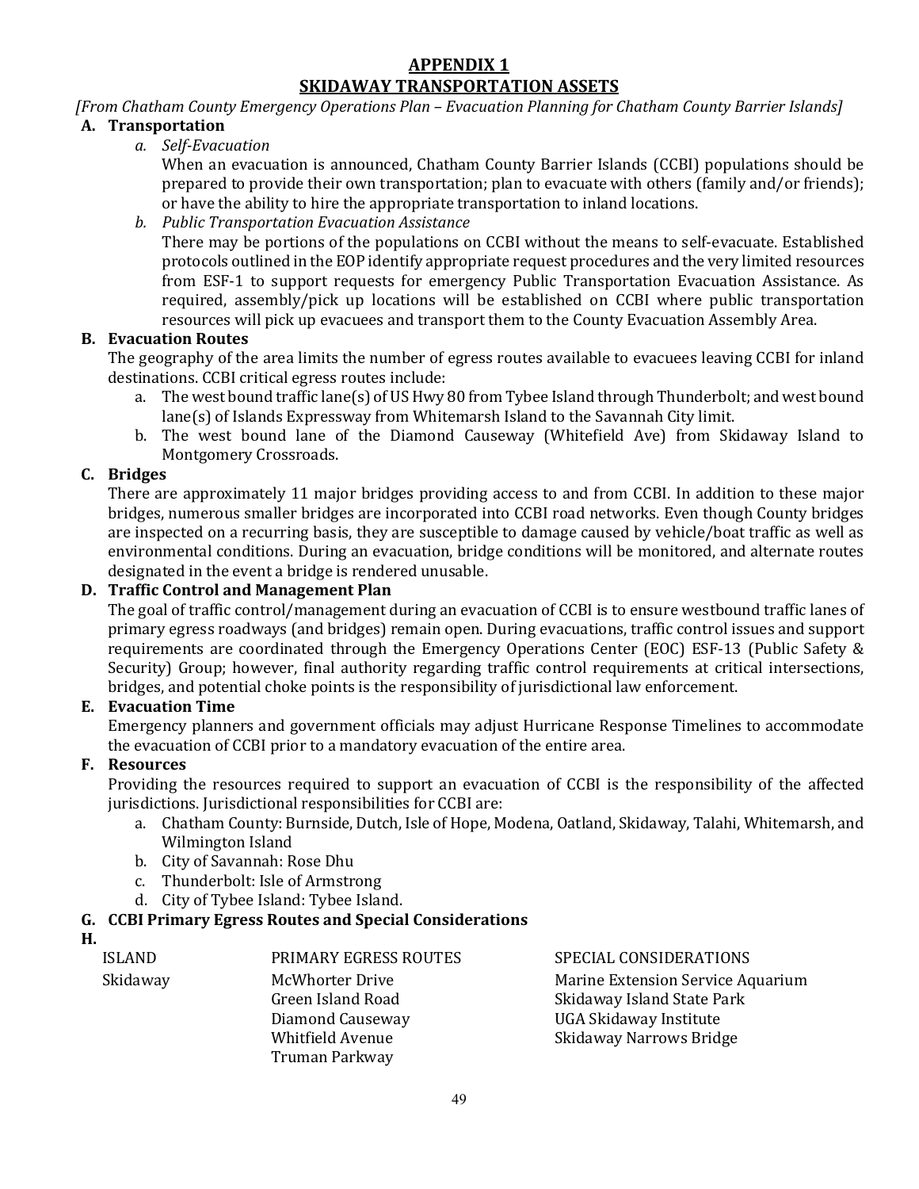# APPENDIX 1

# SKIDAWAY TRANSPORTATION ASSETS

*[From Chatham County Emergency Operations Plan – Evacuation Planning for Chatham County Barrier Islands]*

**A. Transportation**

*a. Self-Evacuation*

When an evacuation is announced, Chatham County Barrier Islands (CCBI) populations should be prepared to provide their own transportation; plan to evacuate with others (family and/or friends); or have the ability to hire the appropriate transportation to inland locations.

*b. Public Transportation Evacuation Assistance*

There may be portions of the populations on CCBI without the means to self-evacuate. Established protocols outlined in the EOP identify appropriate request procedures and the very limited resources from ESF-1 to support requests for emergency Public Transportation Evacuation Assistance. As required, assembly/pick up locations will be established on CCBI where public transportation resources will pick up evacuees and transport them to the County Evacuation Assembly Area.

**B. Evacuation Routes**

The geography of the area limits the number of egress routes available to evacuees leaving CCBI for inland destinations. CCBI critical egress routes include:

a. The west bound traffic lane(s) of US Hwy 80 from Tybee Island through Thunderbolt; and west bound lane(s) of Islands Expressway from Whitemarsh Island to the Savannah City limit.

b. The west bound lane of the Diamond Causeway (Whitefield Ave) from Skidaway Island to Montgomery Crossroads.

**C. Bridges**

There are approximately 11 major bridges providing access to and from CCBI. In addition to these major bridges, numerous smaller bridges are incorporated into CCBI road networks. Even though County bridges are inspected on a recurring basis, they are susceptible to damage caused by vehicle/boat traffic as well as environmental conditions. During an evacuation, bridge conditions will be monitored, and alternate routes designated in the event a bridge is rendered unusable.

**D. Traffic Control and Management Plan**

The goal of traffic control/management during an evacuation of CCBI is to ensure westbound traffic lanes of primary egress roadways (and bridges) remain open. During evacuations, traffic control issues and support requirements are coordinated through the Emergency Operations Center (EOC) ESF-13 (Public Safety & Security) Group; however, final authority regarding traffic control requirements at critical intersections, bridges, and potential choke points is the responsibility of jurisdictional law enforcement.

**E. Evacuation Time**

Emergency planners and government officials may adjust Hurricane Response Timelines to accommodate the evacuation of CCBI prior to a mandatory evacuation of the entire area.

**F. Resources**

Providing the resources required to support an evacuation of CCBI is the responsibility of the affected jurisdictions. Jurisdictional responsibilities for CCBI are:

a. Chatham County: Burnside, Dutch, Isle of Hope, Modena, Oatland, Skidaway, Talahi, Whitemarsh, and Wilmington Island

b. City of Savannah: Rose Dhu

c. Thunderbolt: Isle of Armstrong

d. City of Tybee Island: Tybee Island.

**G. CCBI Primary Egress Routes and Special Considerations**

**H.**

| ISLAND | PRIMARY EGRESS ROUTES | SPECIAL CONSIDERATIONS |
|---|---|---|
| Skidaway | McWhorter Drive<br>Green Island Road<br>Diamond Causeway<br>Whitfield Avenue<br>Truman Parkway | Marine Extension Service Aquarium<br>Skidaway Island State Park<br>UGA Skidaway Institute<br>Skidaway Narrows Bridge |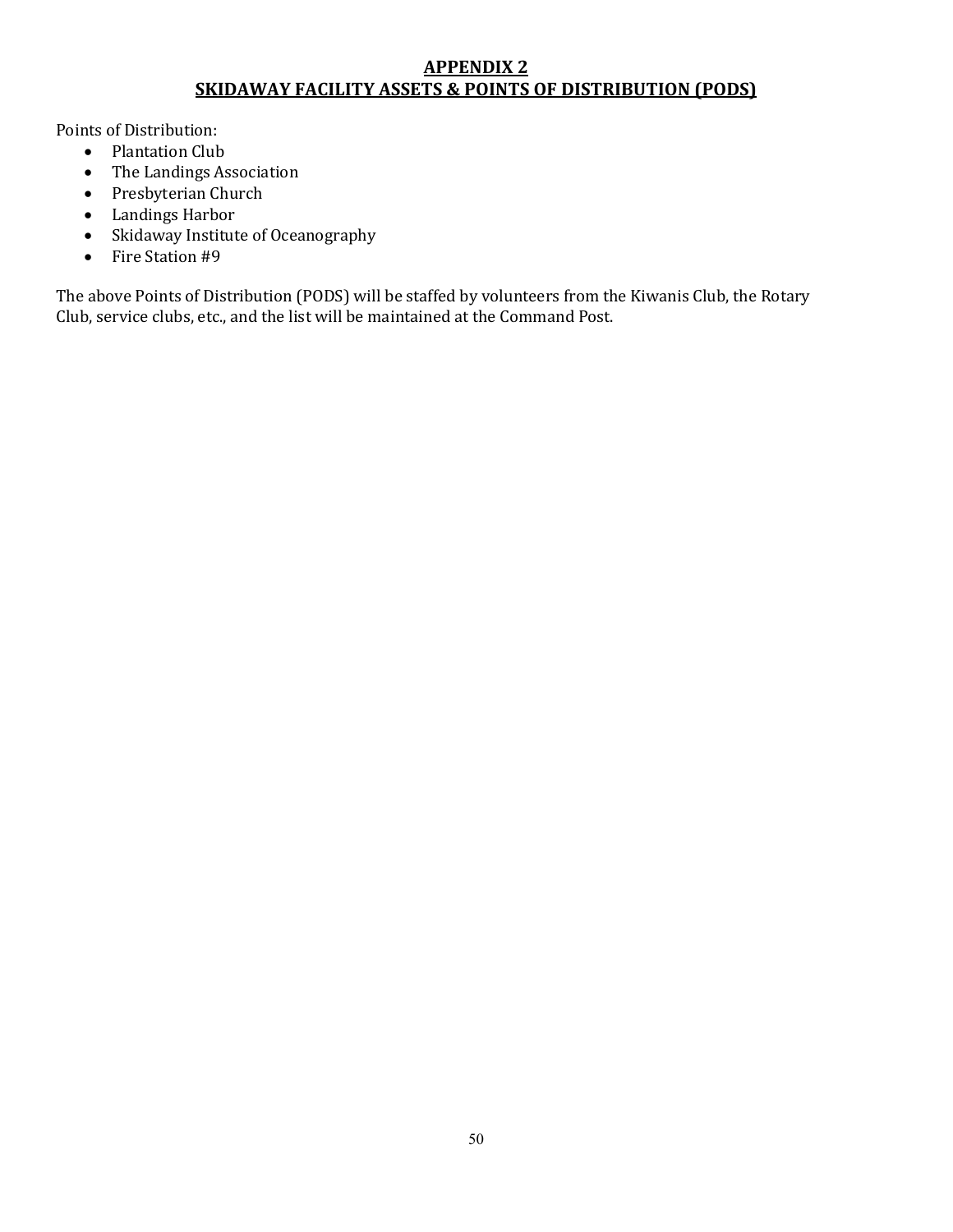## APPENDIX 2
## SKIDAWAY FACILITY ASSETS & POINTS OF DISTRIBUTION (PODS)

Points of Distribution:

- Plantation Club
- The Landings Association
- Presbyterian Church
- Landings Harbor
- Skidaway Institute of Oceanography
- Fire Station #9

The above Points of Distribution (PODS) will be staffed by volunteers from the Kiwanis Club, the Rotary Club, service clubs, etc., and the list will be maintained at the Command Post.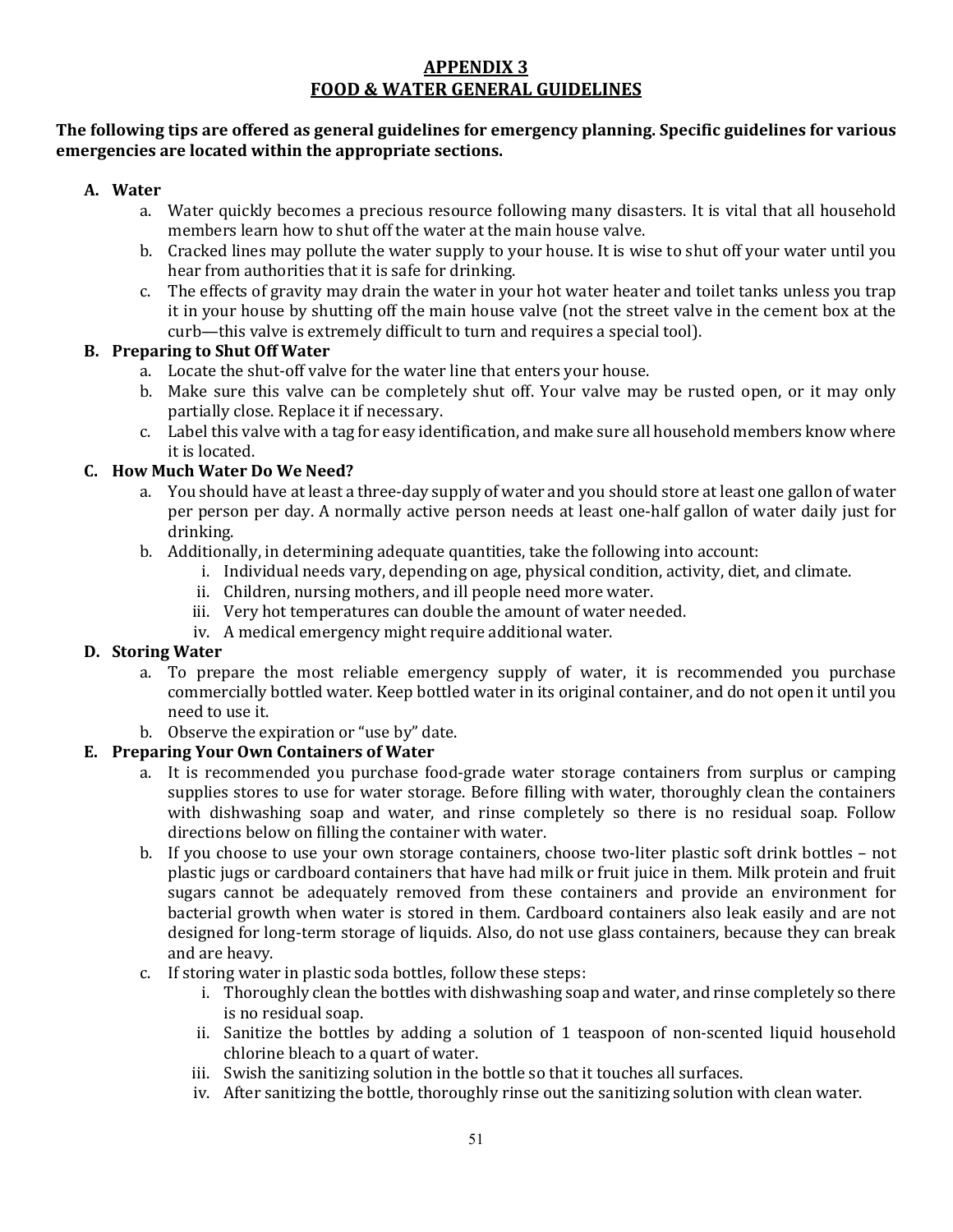# APPENDIX 3
## FOOD & WATER GENERAL GUIDELINES

**The following tips are offered as general guidelines for emergency planning. Specific guidelines for various emergencies are located within the appropriate sections.**

**A. Water**

a. Water quickly becomes a precious resource following many disasters. It is vital that all household members learn how to shut off the water at the main house valve.

b. Cracked lines may pollute the water supply to your house. It is wise to shut off your water until you hear from authorities that it is safe for drinking.

c. The effects of gravity may drain the water in your hot water heater and toilet tanks unless you trap it in your house by shutting off the main house valve (not the street valve in the cement box at the curb—this valve is extremely difficult to turn and requires a special tool).

**B. Preparing to Shut Off Water**

a. Locate the shut-off valve for the water line that enters your house.

b. Make sure this valve can be completely shut off. Your valve may be rusted open, or it may only partially close. Replace it if necessary.

c. Label this valve with a tag for easy identification, and make sure all household members know where it is located.

**C. How Much Water Do We Need?**

a. You should have at least a three-day supply of water and you should store at least one gallon of water per person per day. A normally active person needs at least one-half gallon of water daily just for drinking.

b. Additionally, in determining adequate quantities, take the following into account:

   i. Individual needs vary, depending on age, physical condition, activity, diet, and climate.

   ii. Children, nursing mothers, and ill people need more water.

   iii. Very hot temperatures can double the amount of water needed.

   iv. A medical emergency might require additional water.

**D. Storing Water**

a. To prepare the most reliable emergency supply of water, it is recommended you purchase commercially bottled water. Keep bottled water in its original container, and do not open it until you need to use it.

b. Observe the expiration or "use by" date.

**E. Preparing Your Own Containers of Water**

a. It is recommended you purchase food-grade water storage containers from surplus or camping supplies stores to use for water storage. Before filling with water, thoroughly clean the containers with dishwashing soap and water, and rinse completely so there is no residual soap. Follow directions below on filling the container with water.

b. If you choose to use your own storage containers, choose two-liter plastic soft drink bottles – not plastic jugs or cardboard containers that have had milk or fruit juice in them. Milk protein and fruit sugars cannot be adequately removed from these containers and provide an environment for bacterial growth when water is stored in them. Cardboard containers also leak easily and are not designed for long-term storage of liquids. Also, do not use glass containers, because they can break and are heavy.

c. If storing water in plastic soda bottles, follow these steps:

   i. Thoroughly clean the bottles with dishwashing soap and water, and rinse completely so there is no residual soap.

   ii. Sanitize the bottles by adding a solution of 1 teaspoon of non-scented liquid household chlorine bleach to a quart of water.

   iii. Swish the sanitizing solution in the bottle so that it touches all surfaces.

   iv. After sanitizing the bottle, thoroughly rinse out the sanitizing solution with clean water.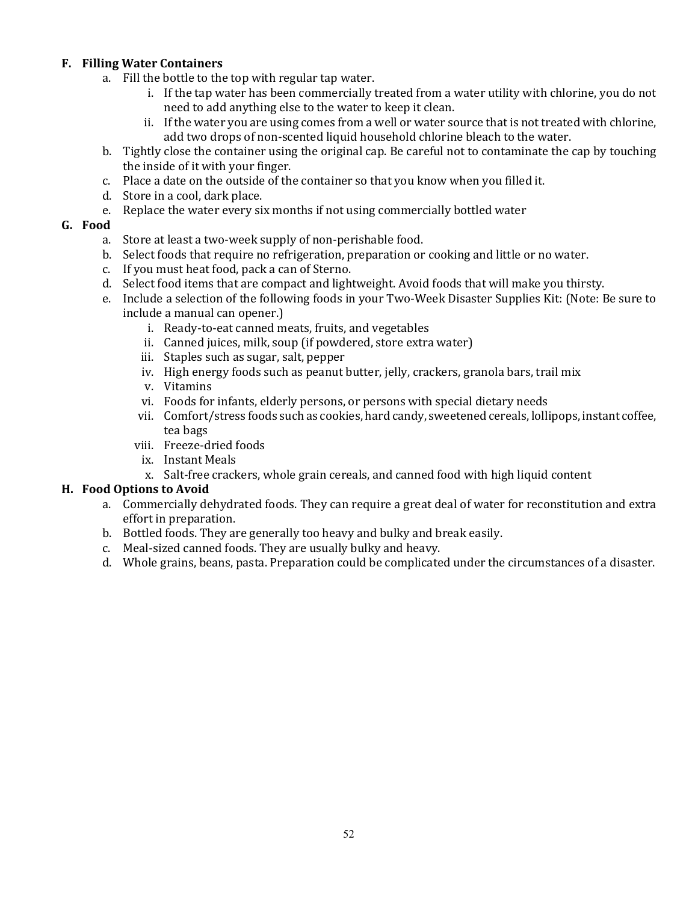### F. Filling Water Containers

a. Fill the bottle to the top with regular tap water.
   i. If the tap water has been commercially treated from a water utility with chlorine, you do not need to add anything else to the water to keep it clean.
   ii. If the water you are using comes from a well or water source that is not treated with chlorine, add two drops of non-scented liquid household chlorine bleach to the water.

b. Tightly close the container using the original cap. Be careful not to contaminate the cap by touching the inside of it with your finger.

c. Place a date on the outside of the container so that you know when you filled it.

d. Store in a cool, dark place.

e. Replace the water every six months if not using commercially bottled water

### G. Food

a. Store at least a two-week supply of non-perishable food.

b. Select foods that require no refrigeration, preparation or cooking and little or no water.

c. If you must heat food, pack a can of Sterno.

d. Select food items that are compact and lightweight. Avoid foods that will make you thirsty.

e. Include a selection of the following foods in your Two-Week Disaster Supplies Kit: (Note: Be sure to include a manual can opener.)
   i. Ready-to-eat canned meats, fruits, and vegetables
   ii. Canned juices, milk, soup (if powdered, store extra water)
   iii. Staples such as sugar, salt, pepper
   iv. High energy foods such as peanut butter, jelly, crackers, granola bars, trail mix
   v. Vitamins
   vi. Foods for infants, elderly persons, or persons with special dietary needs
   vii. Comfort/stress foods such as cookies, hard candy, sweetened cereals, lollipops, instant coffee, tea bags
   viii. Freeze-dried foods
   ix. Instant Meals
   x. Salt-free crackers, whole grain cereals, and canned food with high liquid content

### H. Food Options to Avoid

a. Commercially dehydrated foods. They can require a great deal of water for reconstitution and extra effort in preparation.

b. Bottled foods. They are generally too heavy and bulky and break easily.

c. Meal-sized canned foods. They are usually bulky and heavy.

d. Whole grains, beans, pasta. Preparation could be complicated under the circumstances of a disaster.